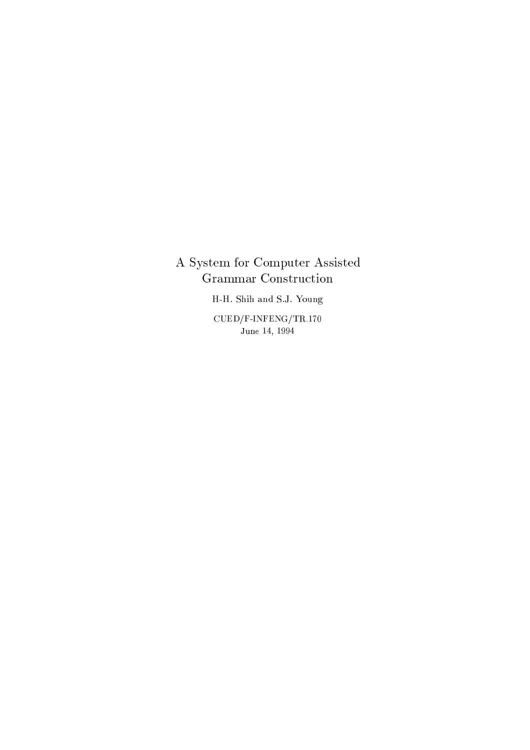# A System for Computer Assisted Grammar Construction

H-H. Shih and S.J. Young

CUED/F-INFENG/TR.170

June 14, 1994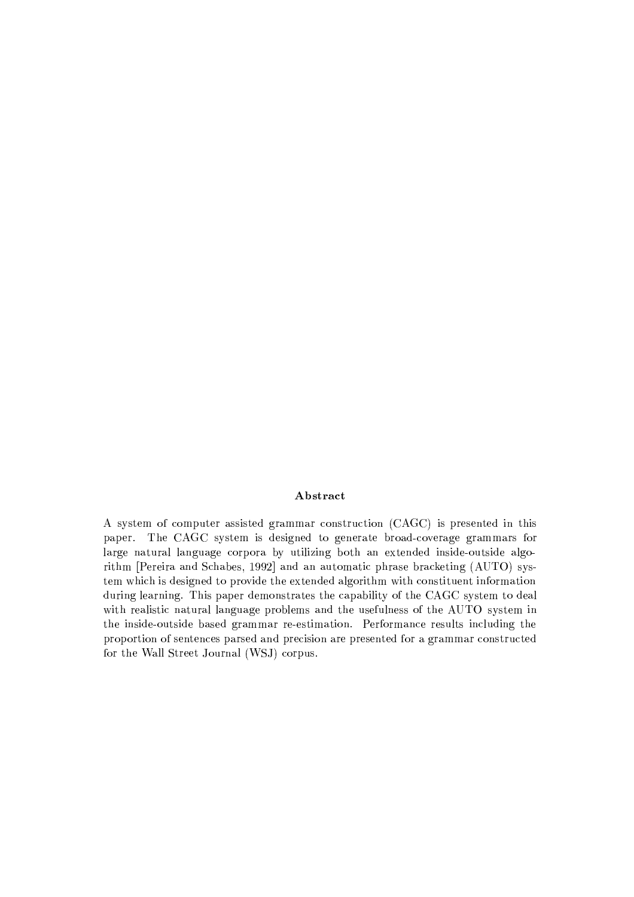## Abstract

A system of computer assisted grammar construction (CAGC) is presented in this paper. The CAGC system is designed to generate broad-coverage grammars for large natural language corpora by utilizing both an extended inside-outside algorithm [Pereira and Schabes, 1992] and an automatic phrase bracketing (AUTO) system which is designed to provide the extended algorithm with constituent information during learning. This paper demonstrates the capability of the CAGC system to deal with realistic natural language problems and the usefulness of the AUTO system in the inside-outside based grammar re-estimation. Performance results including the proportion of sentences parsed and precision are presented for a grammar constructed for the Wall Street Journal (WSJ) corpus.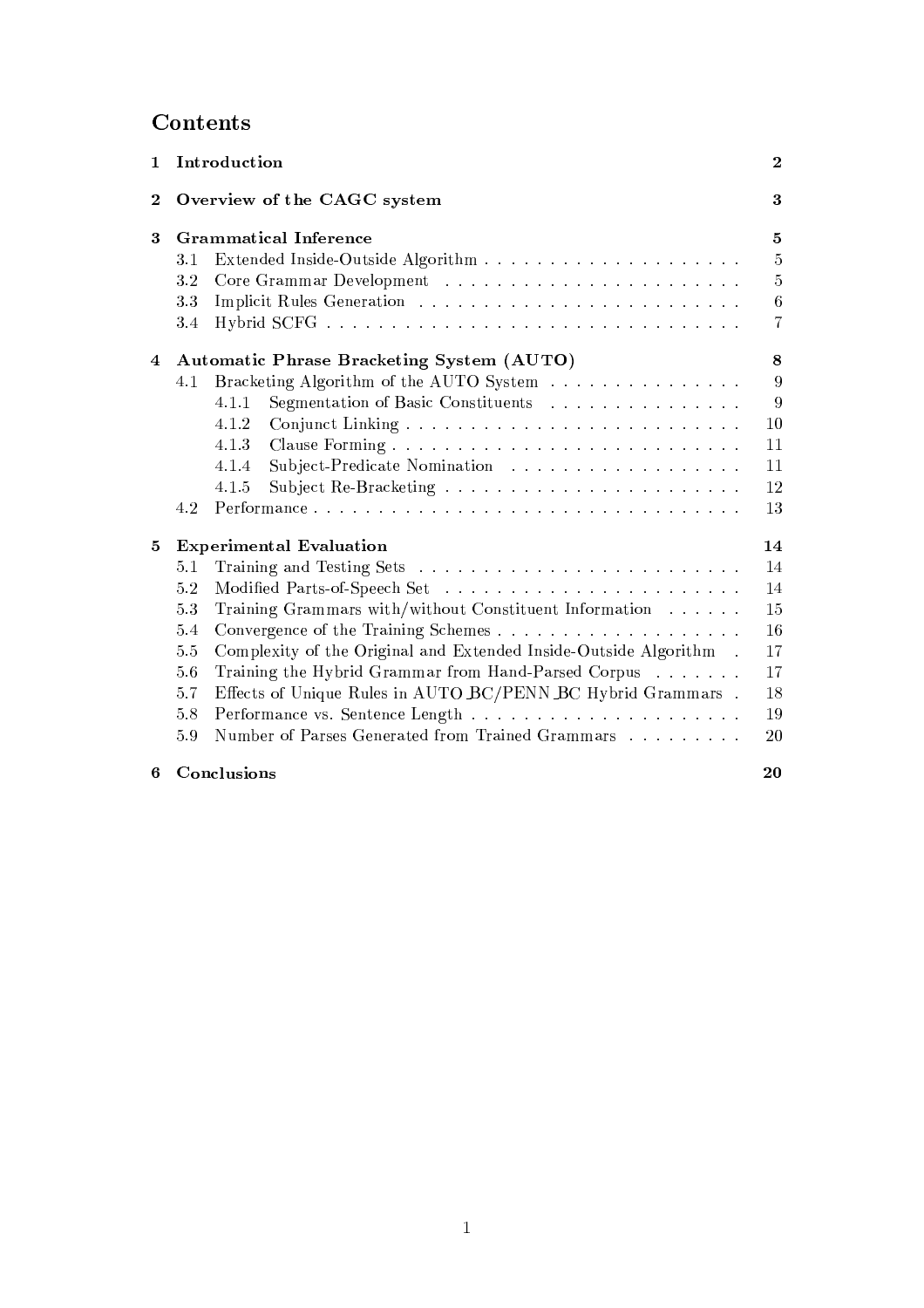# Contents

| | | |
|---|---|---|
| **1** | **Introduction** | **2** |
| **2** | **Overview of the CAGC system** | **3** |
| **3** | **Grammatical Inference** | **5** |
| | 3.1 Extended Inside-Outside Algorithm | 5 |
| | 3.2 Core Grammar Development | 5 |
| | 3.3 Implicit Rules Generation | 6 |
| | 3.4 Hybrid SCFG | 7 |
| **4** | **Automatic Phrase Bracketing System (AUTO)** | **8** |
| | 4.1 Bracketing Algorithm of the AUTO System | 9 |
| | 4.1.1 Segmentation of Basic Constituents | 9 |
| | 4.1.2 Conjunct Linking | 10 |
| | 4.1.3 Clause Forming | 11 |
| | 4.1.4 Subject-Predicate Nomination | 11 |
| | 4.1.5 Subject Re-Bracketing | 12 |
| | 4.2 Performance | 13 |
| **5** | **Experimental Evaluation** | **14** |
| | 5.1 Training and Testing Sets | 14 |
| | 5.2 Modified Parts-of-Speech Set | 14 |
| | 5.3 Training Grammars with/without Constituent Information | 15 |
| | 5.4 Convergence of the Training Schemes | 16 |
| | 5.5 Complexity of the Original and Extended Inside-Outside Algorithm | 17 |
| | 5.6 Training the Hybrid Grammar from Hand-Parsed Corpus | 17 |
| | 5.7 Effects of Unique Rules in AUTO_BC/PENN_BC Hybrid Grammars | 18 |
| | 5.8 Performance vs. Sentence Length | 19 |
| | 5.9 Number of Parses Generated from Trained Grammars | 20 |
| **6** | **Conclusions** | **20** |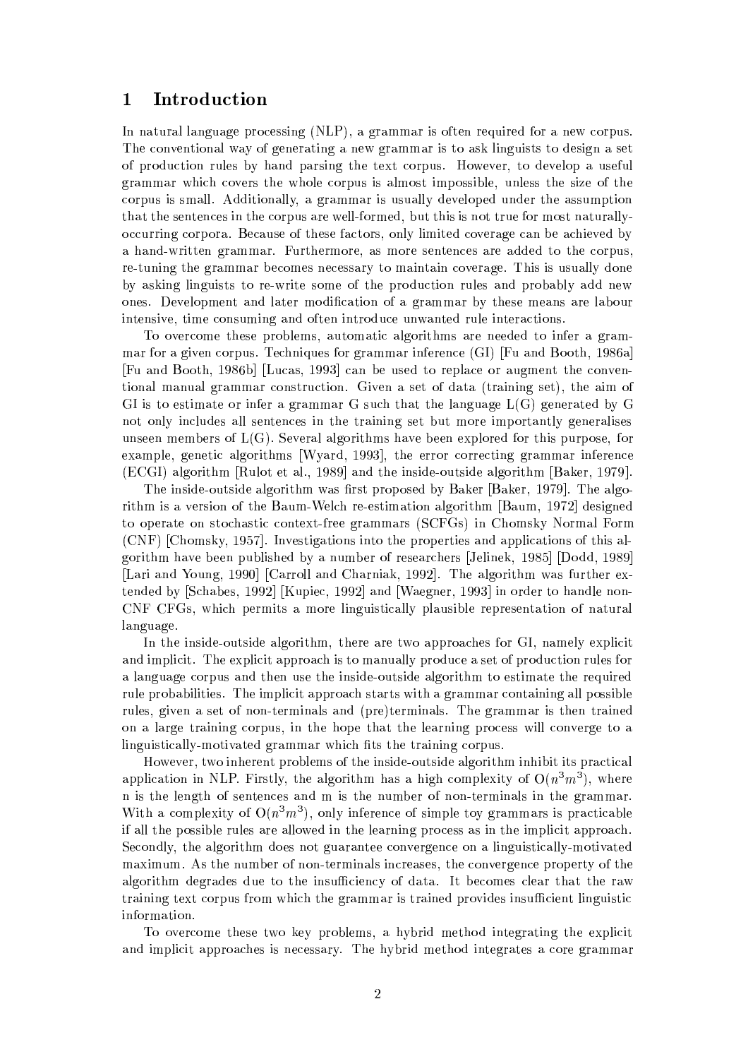# 1 Introduction

In natural language processing (NLP), a grammar is often required for a new corpus. The conventional way of generating a new grammar is to ask linguists to design a set of production rules by hand parsing the text corpus. However, to develop a useful grammar which covers the whole corpus is almost impossible, unless the size of the corpus is small. Additionally, a grammar is usually developed under the assumption that the sentences in the corpus are well-formed, but this is not true for most naturally-occurring corpora. Because of these factors, only limited coverage can be achieved by a hand-written grammar. Furthermore, as more sentences are added to the corpus, re-tuning the grammar becomes necessary to maintain coverage. This is usually done by asking linguists to re-write some of the production rules and probably add new ones. Development and later modification of a grammar by these means are labour intensive, time consuming and often introduce unwanted rule interactions.

To overcome these problems, automatic algorithms are needed to infer a grammar for a given corpus. Techniques for grammar inference (GI) [Fu and Booth, 1986a] [Fu and Booth, 1986b] [Lucas, 1993] can be used to replace or augment the conventional manual grammar construction. Given a set of data (training set), the aim of GI is to estimate or infer a grammar G such that the language L(G) generated by G not only includes all sentences in the training set but more importantly generalises unseen members of L(G). Several algorithms have been explored for this purpose, for example, genetic algorithms [Wyard, 1993], the error correcting grammar inference (ECGI) algorithm [Rulot et al., 1989] and the inside-outside algorithm [Baker, 1979].

The inside-outside algorithm was first proposed by Baker [Baker, 1979]. The algorithm is a version of the Baum-Welch re-estimation algorithm [Baum, 1972] designed to operate on stochastic context-free grammars (SCFGs) in Chomsky Normal Form (CNF) [Chomsky, 1957]. Investigations into the properties and applications of this algorithm have been published by a number of researchers [Jelinek, 1985] [Dodd, 1989] [Lari and Young, 1990] [Carroll and Charniak, 1992]. The algorithm was further extended by [Schabes, 1992] [Kupiec, 1992] and [Waegner, 1993] in order to handle non-CNF CFGs, which permits a more linguistically plausible representation of natural language.

In the inside-outside algorithm, there are two approaches for GI, namely explicit and implicit. The explicit approach is to manually produce a set of production rules for a language corpus and then use the inside-outside algorithm to estimate the required rule probabilities. The implicit approach starts with a grammar containing all possible rules, given a set of non-terminals and (pre)terminals. The grammar is then trained on a large training corpus, in the hope that the learning process will converge to a linguistically-motivated grammar which fits the training corpus.

However, two inherent problems of the inside-outside algorithm inhibit its practical application in NLP. Firstly, the algorithm has a high complexity of $O(n^3m^3)$, where n is the length of sentences and m is the number of non-terminals in the grammar. With a complexity of $O(n^3m^3)$, only inference of simple toy grammars is practicable if all the possible rules are allowed in the learning process as in the implicit approach. Secondly, the algorithm does not guarantee convergence on a linguistically-motivated maximum. As the number of non-terminals increases, the convergence property of the algorithm degrades due to the insufficiency of data. It becomes clear that the raw training text corpus from which the grammar is trained provides insufficient linguistic information.

To overcome these two key problems, a hybrid method integrating the explicit and implicit approaches is necessary. The hybrid method integrates a core grammar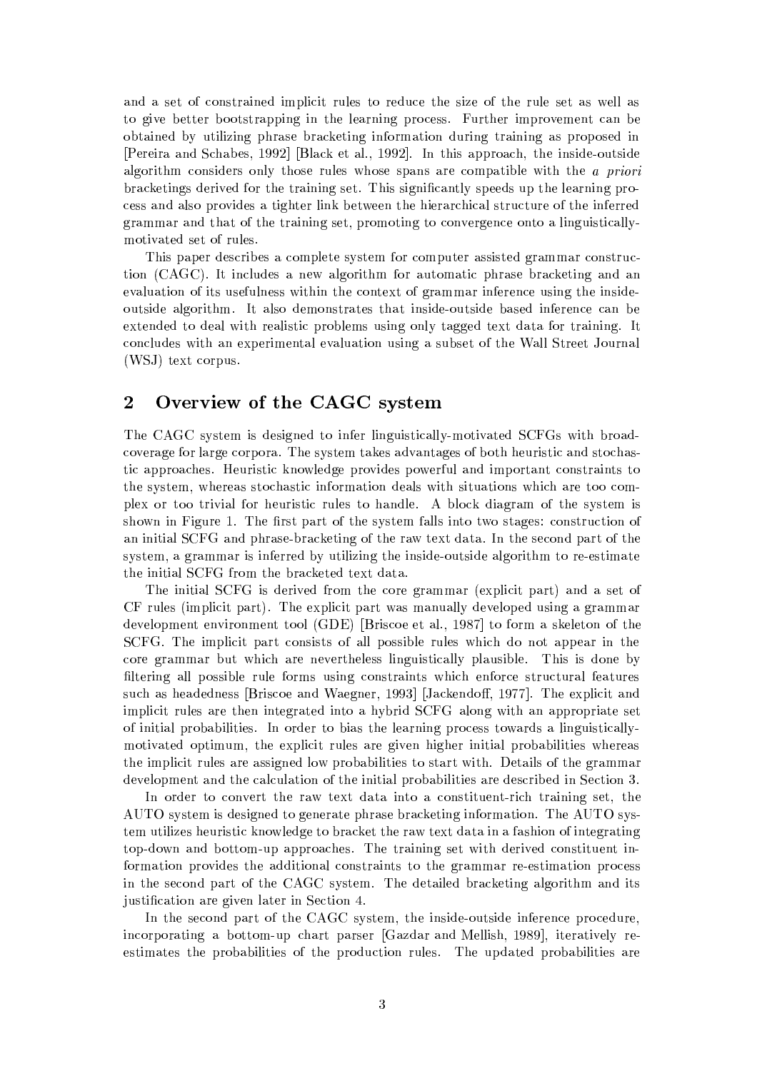and a set of constrained implicit rules to reduce the size of the rule set as well as to give better bootstrapping in the learning process. Further improvement can be obtained by utilizing phrase bracketing information during training as proposed in [Pereira and Schabes, 1992] [Black et al., 1992]. In this approach, the inside-outside algorithm considers only those rules whose spans are compatible with the *a priori* bracketings derived for the training set. This significantly speeds up the learning process and also provides a tighter link between the hierarchical structure of the inferred grammar and that of the training set, promoting to convergence onto a linguistically-motivated set of rules.

This paper describes a complete system for computer assisted grammar construction (CAGC). It includes a new algorithm for automatic phrase bracketing and an evaluation of its usefulness within the context of grammar inference using the inside-outside algorithm. It also demonstrates that inside-outside based inference can be extended to deal with realistic problems using only tagged text data for training. It concludes with an experimental evaluation using a subset of the Wall Street Journal (WSJ) text corpus.

## 2 Overview of the CAGC system

The CAGC system is designed to infer linguistically-motivated SCFGs with broad-coverage for large corpora. The system takes advantages of both heuristic and stochastic approaches. Heuristic knowledge provides powerful and important constraints to the system, whereas stochastic information deals with situations which are too complex or too trivial for heuristic rules to handle. A block diagram of the system is shown in Figure 1. The first part of the system falls into two stages: construction of an initial SCFG and phrase-bracketing of the raw text data. In the second part of the system, a grammar is inferred by utilizing the inside-outside algorithm to re-estimate the initial SCFG from the bracketed text data.

The initial SCFG is derived from the core grammar (explicit part) and a set of CF rules (implicit part). The explicit part was manually developed using a grammar development environment tool (GDE) [Briscoe et al., 1987] to form a skeleton of the SCFG. The implicit part consists of all possible rules which do not appear in the core grammar but which are nevertheless linguistically plausible. This is done by filtering all possible rule forms using constraints which enforce structural features such as headedness [Briscoe and Waegner, 1993] [Jackendoff, 1977]. The explicit and implicit rules are then integrated into a hybrid SCFG along with an appropriate set of initial probabilities. In order to bias the learning process towards a linguistically-motivated optimum, the explicit rules are given higher initial probabilities whereas the implicit rules are assigned low probabilities to start with. Details of the grammar development and the calculation of the initial probabilities are described in Section 3.

In order to convert the raw text data into a constituent-rich training set, the AUTO system is designed to generate phrase bracketing information. The AUTO system utilizes heuristic knowledge to bracket the raw text data in a fashion of integrating top-down and bottom-up approaches. The training set with derived constituent information provides the additional constraints to the grammar re-estimation process in the second part of the CAGC system. The detailed bracketing algorithm and its justification are given later in Section 4.

In the second part of the CAGC system, the inside-outside inference procedure, incorporating a bottom-up chart parser [Gazdar and Mellish, 1989], iteratively re-estimates the probabilities of the production rules. The updated probabilities are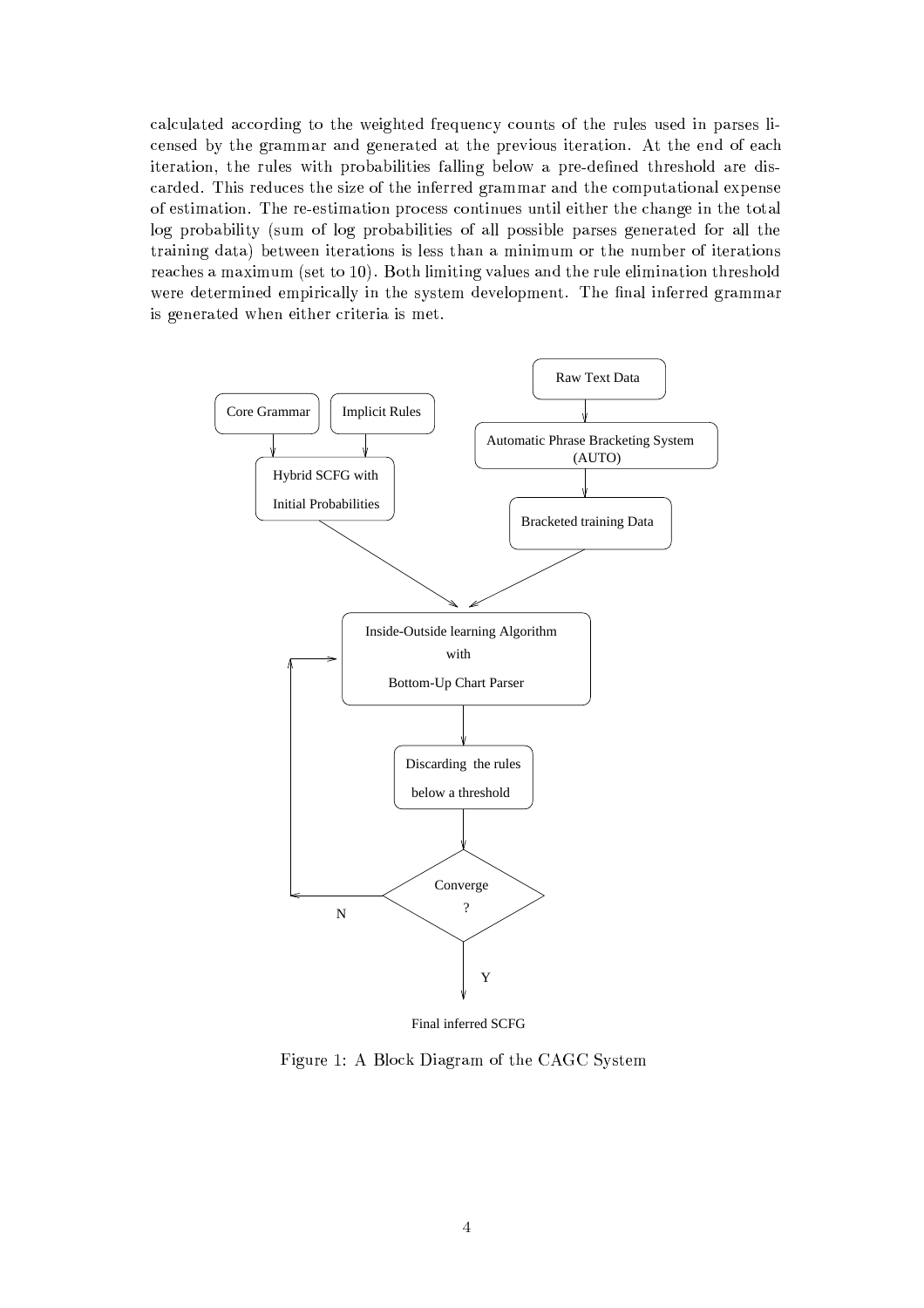calculated according to the weighted frequency counts of the rules used in parses licensed by the grammar and generated at the previous iteration. At the end of each iteration, the rules with probabilities falling below a pre-defined threshold are discarded. This reduces the size of the inferred grammar and the computational expense of estimation. The re-estimation process continues until either the change in the total log probability (sum of log probabilities of all possible parses generated for all the training data) between iterations is less than a minimum or the number of iterations reaches a maximum (set to 10). Both limiting values and the rule elimination threshold were determined empirically in the system development. The final inferred grammar is generated when either criteria is met.

Core Grammar

Implicit Rules

Hybrid SCFG with Initial Probabilities

Raw Text Data

Automatic Phrase Bracketing System (AUTO)

Bracketed training Data

Inside-Outside learning Algorithm with Bottom-Up Chart Parser

Discarding the rules below a threshold

Converge ?

N

Y

Final inferred SCFG

Figure 1: A Block Diagram of the CAGC System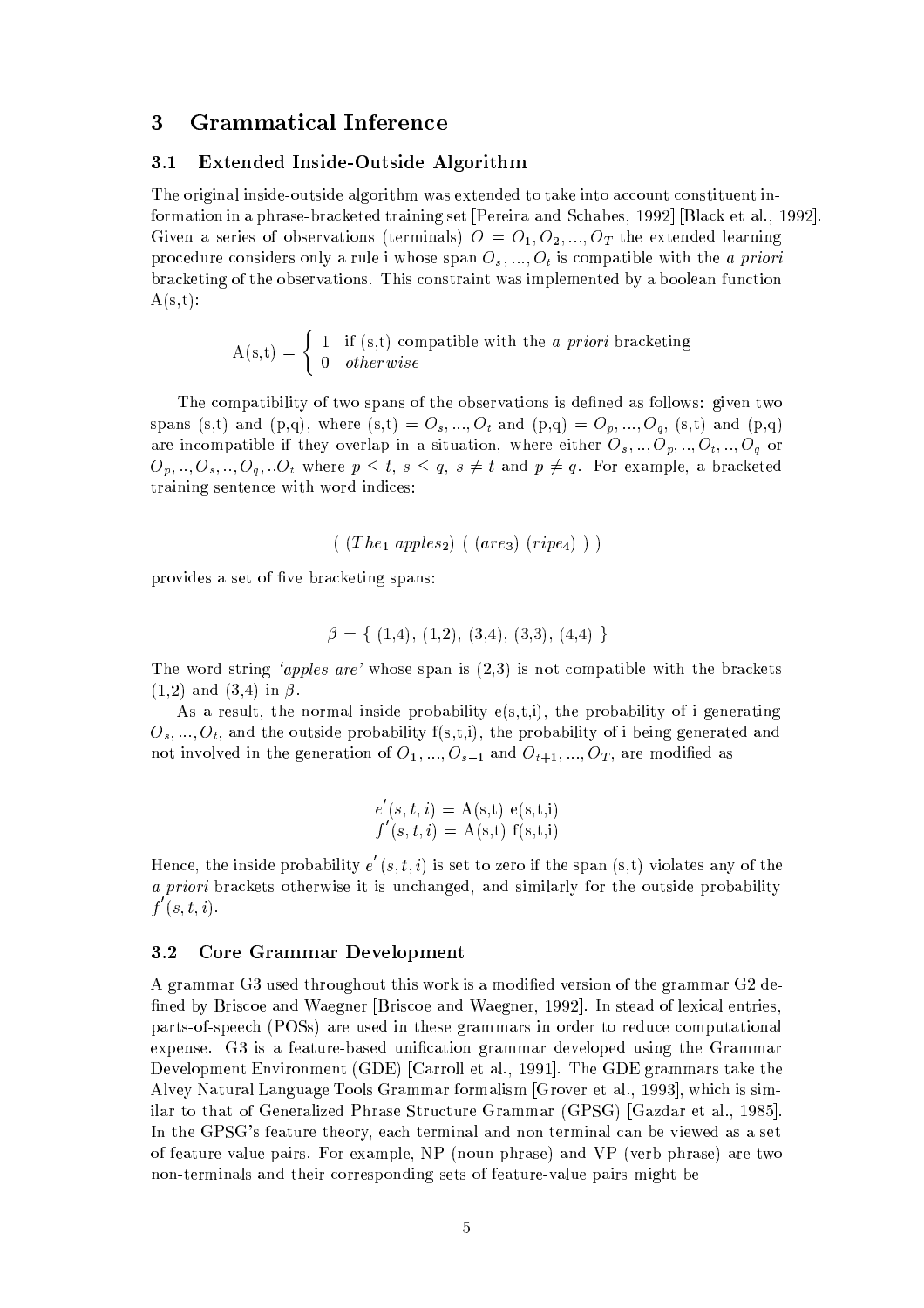## 3 Grammatical Inference

### 3.1 Extended Inside-Outside Algorithm

The original inside-outside algorithm was extended to take into account constituent information in a phrase-bracketed training set [Pereira and Schabes, 1992] [Black et al., 1992]. Given a series of observations (terminals) $O = O_1, O_2, ..., O_T$ the extended learning procedure considers only a rule i whose span $O_s, ..., O_t$ is compatible with the *a priori* bracketing of the observations. This constraint was implemented by a boolean function A(s,t):

$$\text{A(s,t)} = \begin{cases} 1 & \text{if (s,t) compatible with the } a\ priori \text{ bracketing} \\ 0 & otherwise \end{cases}$$

The compatibility of two spans of the observations is defined as follows: given two spans (s,t) and (p,q), where (s,t) = $O_s, ..., O_t$ and (p,q) = $O_p, ..., O_q$, (s,t) and (p,q) are incompatible if they overlap in a situation, where either $O_s, .., O_p, .., O_t, .., O_q$ or $O_p, .., O_s, .., O_q, ..O_t$ where $p \leq t$, $s \leq q$, $s \neq t$ and $p \neq q$. For example, a bracketed training sentence with word indices:

$$(\ (The_1\ apples_2)\ (\ (are_3)\ (ripe_4)\ )\ )$$

provides a set of five bracketing spans:

$$\beta = \{\ (1,4),\ (1,2),\ (3,4),\ (3,3),\ (4,4)\ \}$$

The word string *'apples are'* whose span is (2,3) is not compatible with the brackets (1,2) and (3,4) in $\beta$.

As a result, the normal inside probability e(s,t,i), the probability of i generating $O_s, ..., O_t$, and the outside probability f(s,t,i), the probability of i being generated and not involved in the generation of $O_1, ..., O_{s-1}$ and $O_{t+1}, ..., O_T$, are modified as

$$e'(s,t,i) = \text{A(s,t) e(s,t,i)}$$
$$f'(s,t,i) = \text{A(s,t) f(s,t,i)}$$

Hence, the inside probability $e'(s,t,i)$ is set to zero if the span (s,t) violates any of the *a priori* brackets otherwise it is unchanged, and similarly for the outside probability $f'(s,t,i)$.

### 3.2 Core Grammar Development

A grammar G3 used throughout this work is a modified version of the grammar G2 defined by Briscoe and Waegner [Briscoe and Waegner, 1992]. In stead of lexical entries, parts-of-speech (POSs) are used in these grammars in order to reduce computational expense. G3 is a feature-based unification grammar developed using the Grammar Development Environment (GDE) [Carroll et al., 1991]. The GDE grammars take the Alvey Natural Language Tools Grammar formalism [Grover et al., 1993], which is similar to that of Generalized Phrase Structure Grammar (GPSG) [Gazdar et al., 1985]. In the GPSG's feature theory, each terminal and non-terminal can be viewed as a set of feature-value pairs. For example, NP (noun phrase) and VP (verb phrase) are two non-terminals and their corresponding sets of feature-value pairs might be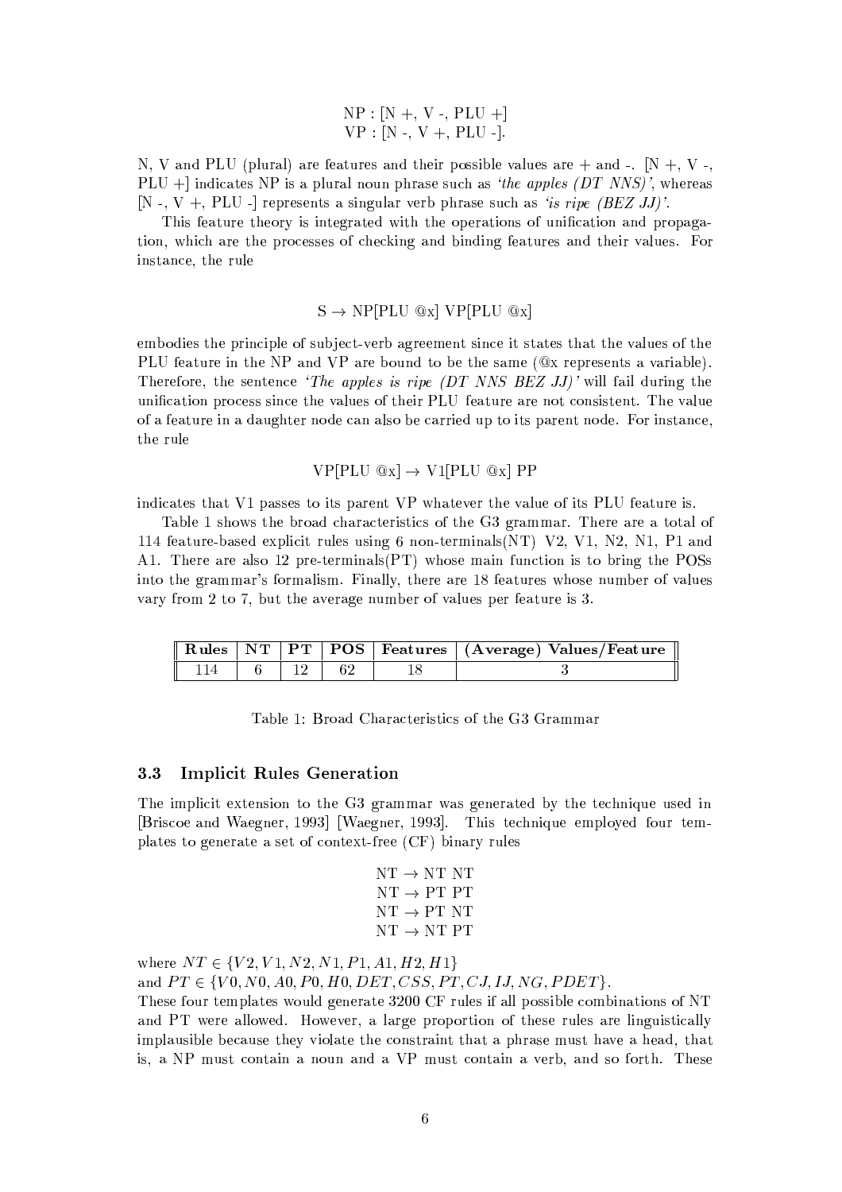$$\text{NP} : [\text{N} +, \text{V} -, \text{PLU} +]$$
$$\text{VP} : [\text{N} -, \text{V} +, \text{PLU} -].$$

N, V and PLU (plural) are features and their possible values are + and -. [N +, V -, PLU +] indicates NP is a plural noun phrase such as *'the apples (DT NNS)'*, whereas [N -, V +, PLU -] represents a singular verb phrase such as *'is ripe (BEZ JJ)'*.

This feature theory is integrated with the operations of unification and propagation, which are the processes of checking and binding features and their values. For instance, the rule

$$\text{S} \rightarrow \text{NP[PLU @x] VP[PLU @x]}$$

embodies the principle of subject-verb agreement since it states that the values of the PLU feature in the NP and VP are bound to be the same (@x represents a variable). Therefore, the sentence *'The apples is ripe (DT NNS BEZ JJ)'* will fail during the unification process since the values of their PLU feature are not consistent. The value of a feature in a daughter node can also be carried up to its parent node. For instance, the rule

$$\text{VP[PLU @x]} \rightarrow \text{V1[PLU @x] PP}$$

indicates that V1 passes to its parent VP whatever the value of its PLU feature is.

Table 1 shows the broad characteristics of the G3 grammar. There are a total of 114 feature-based explicit rules using 6 non-terminals(NT) V2, V1, N2, N1, P1 and A1. There are also 12 pre-terminals(PT) whose main function is to bring the POSs into the grammar's formalism. Finally, there are 18 features whose number of values vary from 2 to 7, but the average number of values per feature is 3.

| Rules | NT | PT | POS | Features | (Average) Values/Feature |
|---|---|---|---|---|---|
| 114 | 6 | 12 | 62 | 18 | 3 |

Table 1: Broad Characteristics of the G3 Grammar

### 3.3 Implicit Rules Generation

The implicit extension to the G3 grammar was generated by the technique used in [Briscoe and Waegner, 1993] [Waegner, 1993]. This technique employed four templates to generate a set of context-free (CF) binary rules

$$\text{NT} \rightarrow \text{NT NT}$$
$$\text{NT} \rightarrow \text{PT PT}$$
$$\text{NT} \rightarrow \text{PT NT}$$
$$\text{NT} \rightarrow \text{NT PT}$$

where $NT \in \{V2, V1, N2, N1, P1, A1, H2, H1\}$
and $PT \in \{V0, N0, A0, P0, H0, DET, CSS, PT, CJ, IJ, NG, PDET\}$.
These four templates would generate 3200 CF rules if all possible combinations of NT and PT were allowed. However, a large proportion of these rules are linguistically implausible because they violate the constraint that a phrase must have a head, that is, a NP must contain a noun and a VP must contain a verb, and so forth. These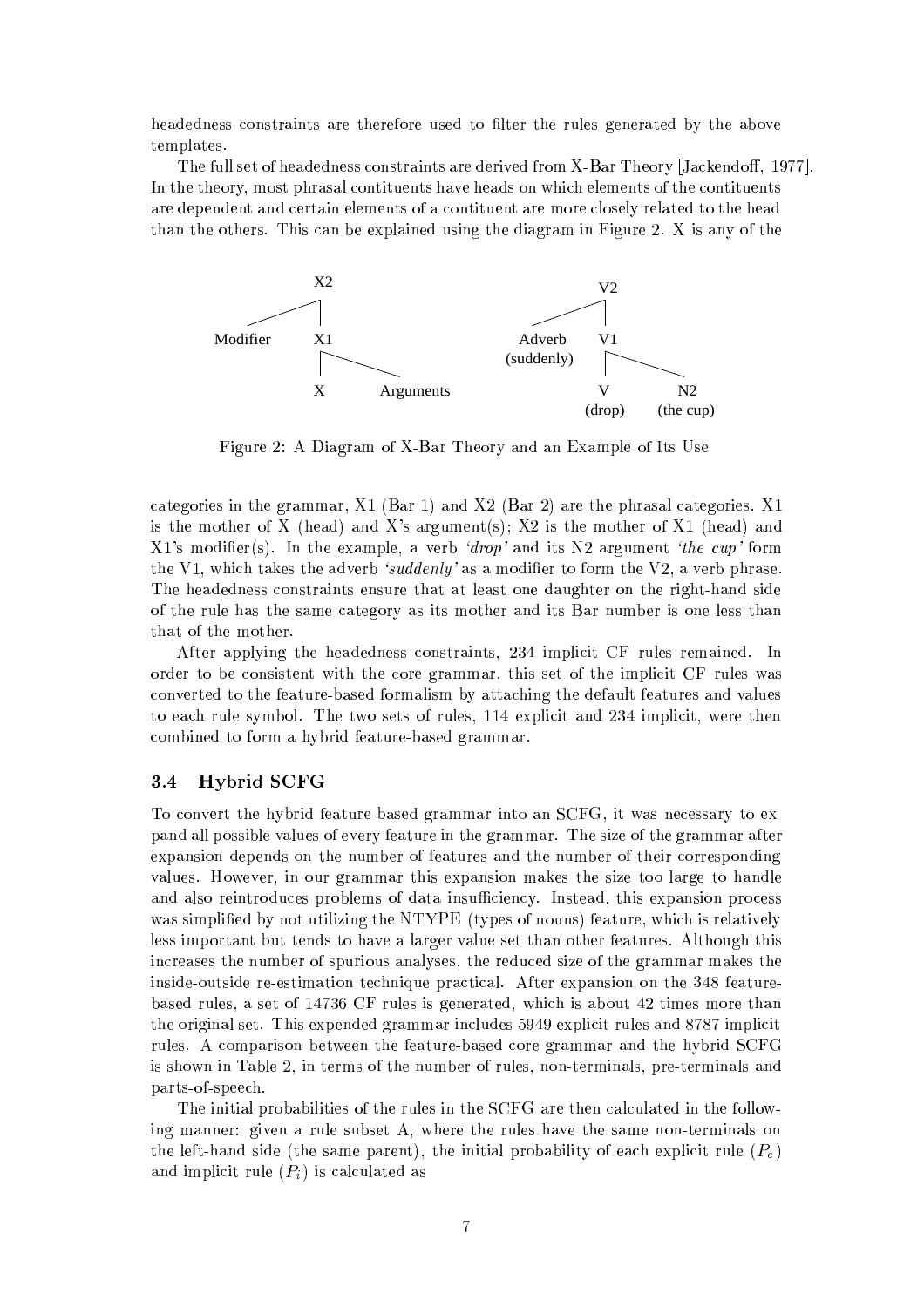headedness constraints are therefore used to filter the rules generated by the above templates.

The full set of headedness constraints are derived from X-Bar Theory [Jackendoff, 1977]. In the theory, most phrasal contituents have heads on which elements of the contituents are dependent and certain elements of a contituent are more closely related to the head than the others. This can be explained using the diagram in Figure 2. X is any of the

Figure 2: A Diagram of X-Bar Theory and an Example of Its Use

categories in the grammar, X1 (Bar 1) and X2 (Bar 2) are the phrasal categories. X1 is the mother of X (head) and X's argument(s); X2 is the mother of X1 (head) and X1's modifier(s). In the example, a verb *'drop'* and its N2 argument *'the cup'* form the V1, which takes the adverb *'suddenly'* as a modifier to form the V2, a verb phrase. The headedness constraints ensure that at least one daughter on the right-hand side of the rule has the same category as its mother and its Bar number is one less than that of the mother.

After applying the headedness constraints, 234 implicit CF rules remained. In order to be consistent with the core grammar, this set of the implicit CF rules was converted to the feature-based formalism by attaching the default features and values to each rule symbol. The two sets of rules, 114 explicit and 234 implicit, were then combined to form a hybrid feature-based grammar.

### 3.4 Hybrid SCFG

To convert the hybrid feature-based grammar into an SCFG, it was necessary to expand all possible values of every feature in the grammar. The size of the grammar after expansion depends on the number of features and the number of their corresponding values. However, in our grammar this expansion makes the size too large to handle and also reintroduces problems of data insufficiency. Instead, this expansion process was simplified by not utilizing the NTYPE (types of nouns) feature, which is relatively less important but tends to have a larger value set than other features. Although this increases the number of spurious analyses, the reduced size of the grammar makes the inside-outside re-estimation technique practical. After expansion on the 348 feature-based rules, a set of 14736 CF rules is generated, which is about 42 times more than the original set. This expended grammar includes 5949 explicit rules and 8787 implicit rules. A comparison between the feature-based core grammar and the hybrid SCFG is shown in Table 2, in terms of the number of rules, non-terminals, pre-terminals and parts-of-speech.

The initial probabilities of the rules in the SCFG are then calculated in the following manner: given a rule subset A, where the rules have the same non-terminals on the left-hand side (the same parent), the initial probability of each explicit rule ($P_e$) and implicit rule ($P_i$) is calculated as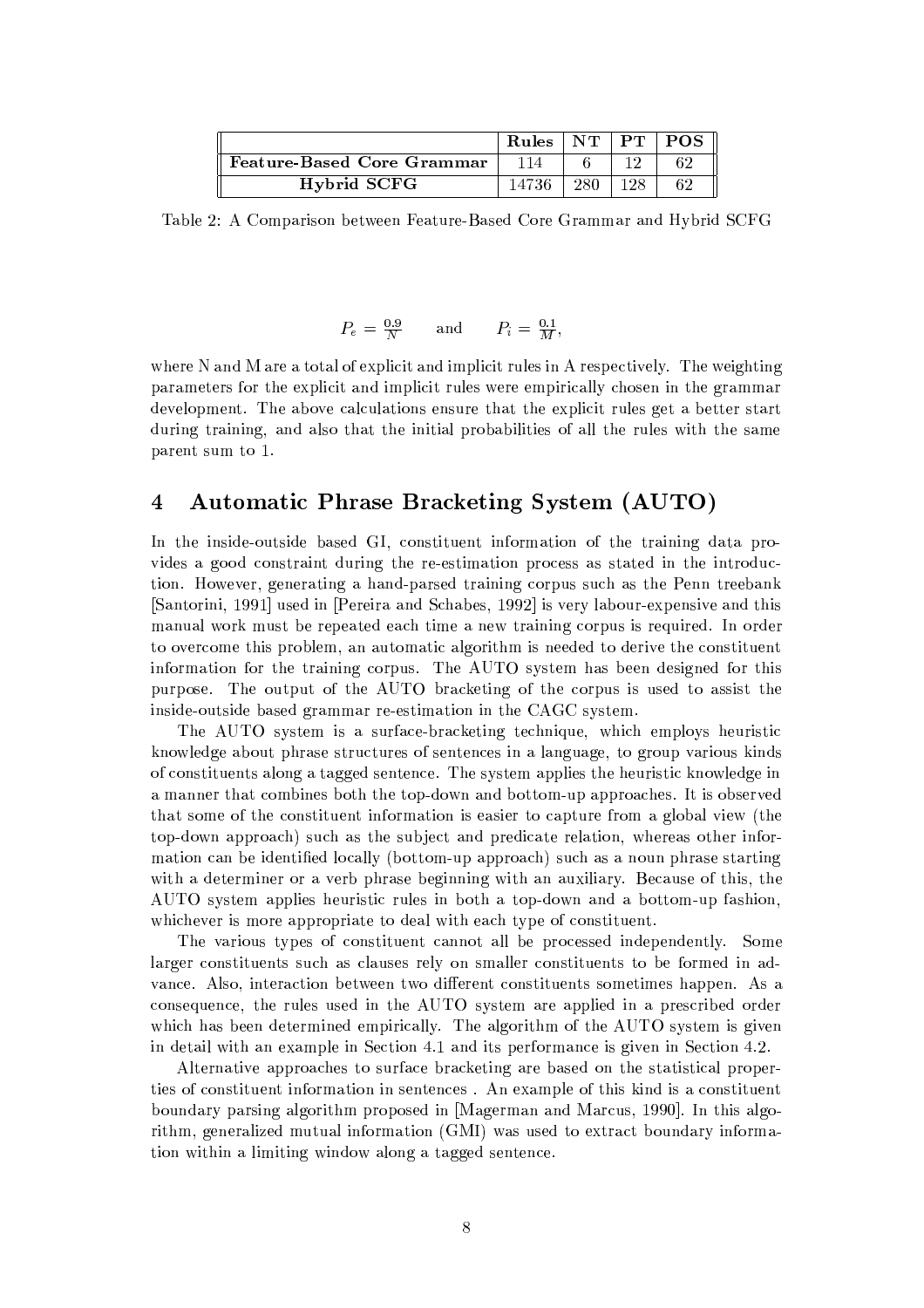| | Rules | NT | PT | POS |
|---|---|---|---|---|
| **Feature-Based Core Grammar** | 114 | 6 | 12 | 62 |
| **Hybrid SCFG** | 14736 | 280 | 128 | 62 |

Table 2: A Comparison between Feature-Based Core Grammar and Hybrid SCFG

$$P_e = \frac{0.9}{N} \qquad \text{and} \qquad P_i = \frac{0.1}{M},$$

where N and M are a total of explicit and implicit rules in A respectively. The weighting parameters for the explicit and implicit rules were empirically chosen in the grammar development. The above calculations ensure that the explicit rules get a better start during training, and also that the initial probabilities of all the rules with the same parent sum to 1.

## 4 Automatic Phrase Bracketing System (AUTO)

In the inside-outside based GI, constituent information of the training data provides a good constraint during the re-estimation process as stated in the introduction. However, generating a hand-parsed training corpus such as the Penn treebank [Santorini, 1991] used in [Pereira and Schabes, 1992] is very labour-expensive and this manual work must be repeated each time a new training corpus is required. In order to overcome this problem, an automatic algorithm is needed to derive the constituent information for the training corpus. The AUTO system has been designed for this purpose. The output of the AUTO bracketing of the corpus is used to assist the inside-outside based grammar re-estimation in the CAGC system.

The AUTO system is a surface-bracketing technique, which employs heuristic knowledge about phrase structures of sentences in a language, to group various kinds of constituents along a tagged sentence. The system applies the heuristic knowledge in a manner that combines both the top-down and bottom-up approaches. It is observed that some of the constituent information is easier to capture from a global view (the top-down approach) such as the subject and predicate relation, whereas other information can be identified locally (bottom-up approach) such as a noun phrase starting with a determiner or a verb phrase beginning with an auxiliary. Because of this, the AUTO system applies heuristic rules in both a top-down and a bottom-up fashion, whichever is more appropriate to deal with each type of constituent.

The various types of constituent cannot all be processed independently. Some larger constituents such as clauses rely on smaller constituents to be formed in advance. Also, interaction between two different constituents sometimes happen. As a consequence, the rules used in the AUTO system are applied in a prescribed order which has been determined empirically. The algorithm of the AUTO system is given in detail with an example in Section 4.1 and its performance is given in Section 4.2.

Alternative approaches to surface bracketing are based on the statistical properties of constituent information in sentences . An example of this kind is a constituent boundary parsing algorithm proposed in [Magerman and Marcus, 1990]. In this algorithm, generalized mutual information (GMI) was used to extract boundary information within a limiting window along a tagged sentence.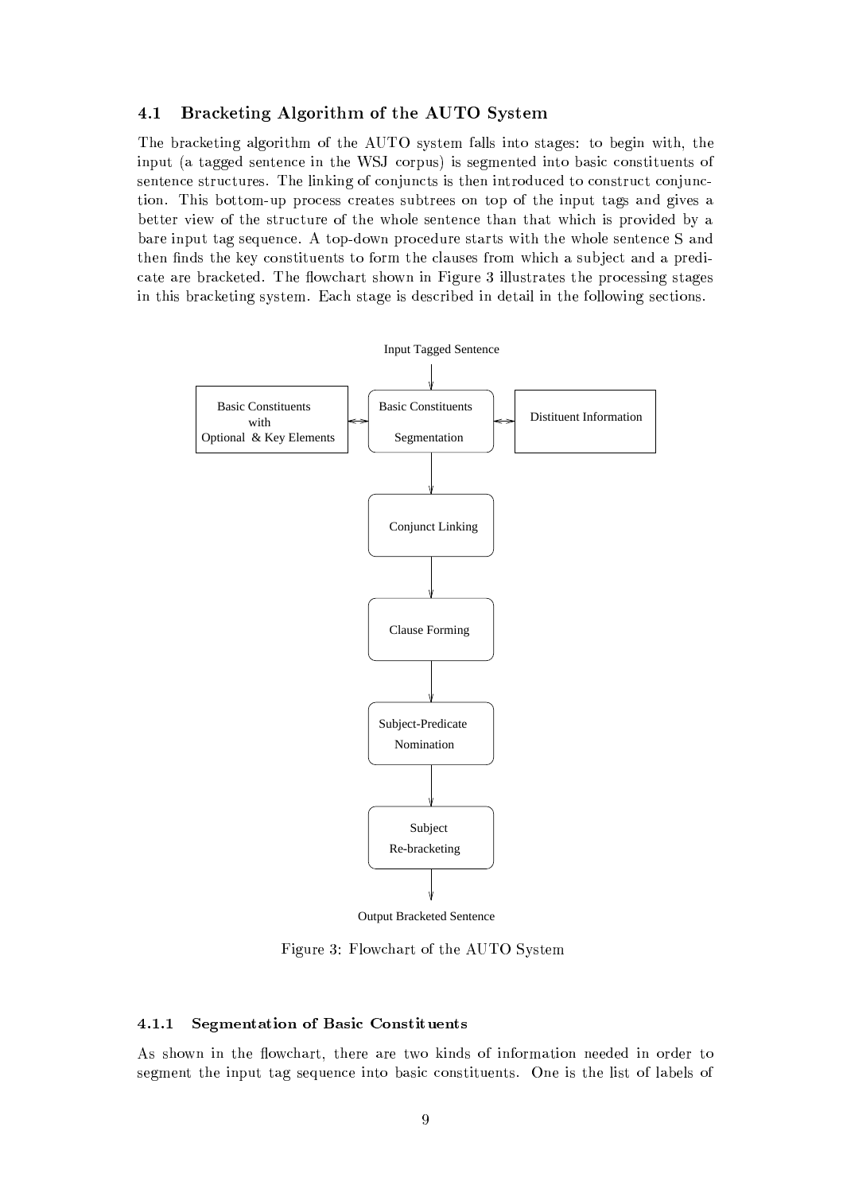### 4.1 Bracketing Algorithm of the AUTO System

The bracketing algorithm of the AUTO system falls into stages: to begin with, the input (a tagged sentence in the WSJ corpus) is segmented into basic constituents of sentence structures. The linking of conjuncts is then introduced to construct conjunction. This bottom-up process creates subtrees on top of the input tags and gives a better view of the structure of the whole sentence than that which is provided by a bare input tag sequence. A top-down procedure starts with the whole sentence S and then finds the key constituents to form the clauses from which a subject and a predicate are bracketed. The flowchart shown in Figure 3 illustrates the processing stages in this bracketing system. Each stage is described in detail in the following sections.

Input Tagged Sentence

Basic Constituents with Optional & Key Elements

Basic Constituents Segmentation

Distituent Information

Conjunct Linking

Clause Forming

Subject-Predicate Nomination

Subject Re-bracketing

Output Bracketed Sentence

Figure 3: Flowchart of the AUTO System

#### 4.1.1 Segmentation of Basic Constituents

As shown in the flowchart, there are two kinds of information needed in order to segment the input tag sequence into basic constituents. One is the list of labels of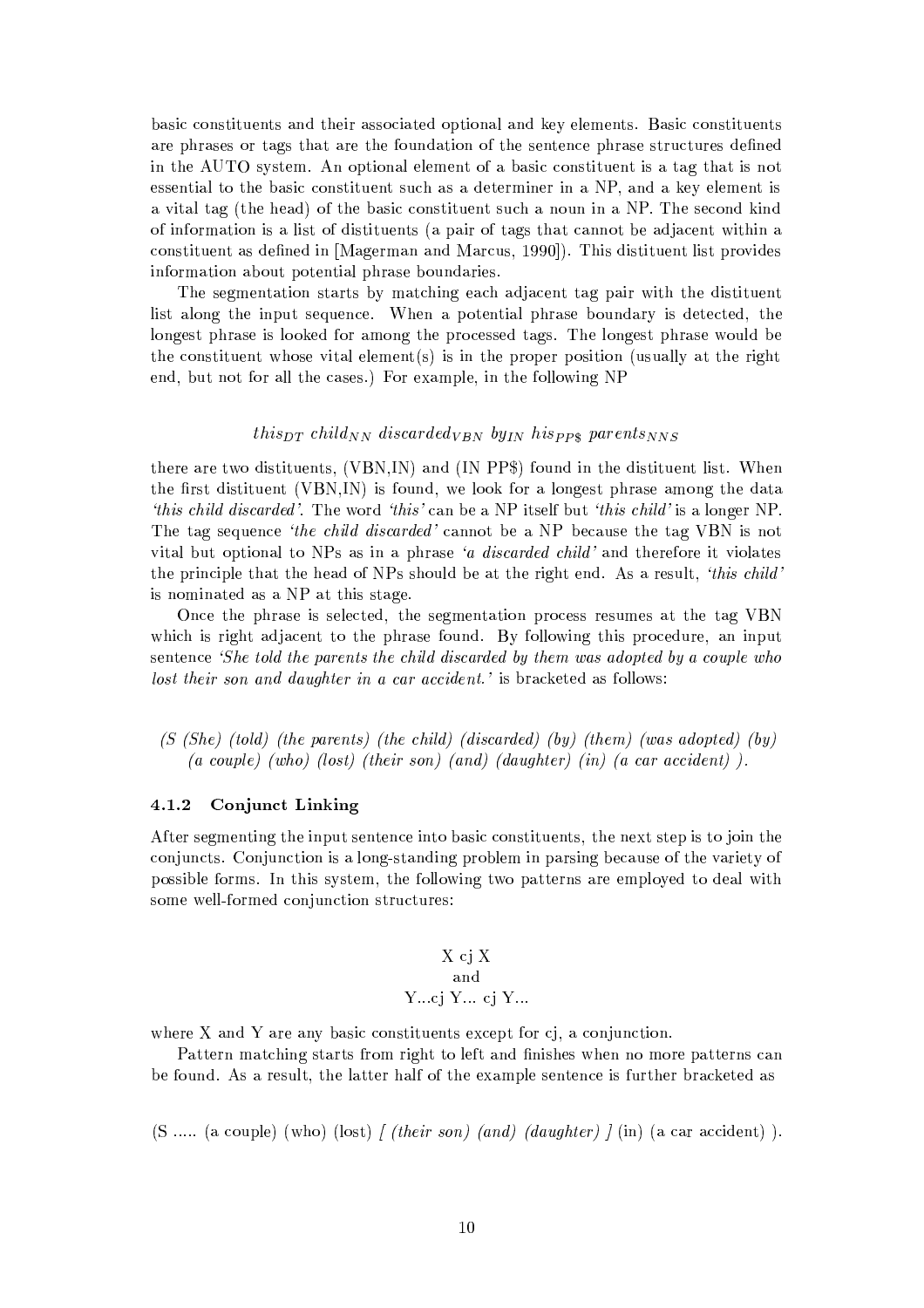basic constituents and their associated optional and key elements. Basic constituents are phrases or tags that are the foundation of the sentence phrase structures defined in the AUTO system. An optional element of a basic constituent is a tag that is not essential to the basic constituent such as a determiner in a NP, and a key element is a vital tag (the head) of the basic constituent such a noun in a NP. The second kind of information is a list of distituents (a pair of tags that cannot be adjacent within a constituent as defined in [Magerman and Marcus, 1990]). This distituent list provides information about potential phrase boundaries.

The segmentation starts by matching each adjacent tag pair with the distituent list along the input sequence. When a potential phrase boundary is detected, the longest phrase is looked for among the processed tags. The longest phrase would be the constituent whose vital element(s) is in the proper position (usually at the right end, but not for all the cases.) For example, in the following NP

$$this_{DT}\ child_{NN}\ discarded_{VBN}\ by_{IN}\ his_{PP\$}\ parents_{NNS}$$

there are two distituents, (VBN,IN) and (IN PP$) found in the distituent list. When the first distituent (VBN,IN) is found, we look for a longest phrase among the data *'this child discarded'*. The word *'this'* can be a NP itself but *'this child'* is a longer NP. The tag sequence *'the child discarded'* cannot be a NP because the tag VBN is not vital but optional to NPs as in a phrase *'a discarded child'* and therefore it violates the principle that the head of NPs should be at the right end. As a result, *'this child'* is nominated as a NP at this stage.

Once the phrase is selected, the segmentation process resumes at the tag VBN which is right adjacent to the phrase found. By following this procedure, an input sentence *'She told the parents the child discarded by them was adopted by a couple who lost their son and daughter in a car accident.'* is bracketed as follows:

*(S (She) (told) (the parents) (the child) (discarded) (by) (them) (was adopted) (by) (a couple) (who) (lost) (their son) (and) (daughter) (in) (a car accident) ).*

### 4.1.2 Conjunct Linking

After segmenting the input sentence into basic constituents, the next step is to join the conjuncts. Conjunction is a long-standing problem in parsing because of the variety of possible forms. In this system, the following two patterns are employed to deal with some well-formed conjunction structures:

X cj X
and
Y...cj Y... cj Y...

where X and Y are any basic constituents except for cj, a conjunction.

Pattern matching starts from right to left and finishes when no more patterns can be found. As a result, the latter half of the example sentence is further bracketed as

(S ..... (a couple) (who) (lost) *[ (their son) (and) (daughter) ]* (in) (a car accident) ).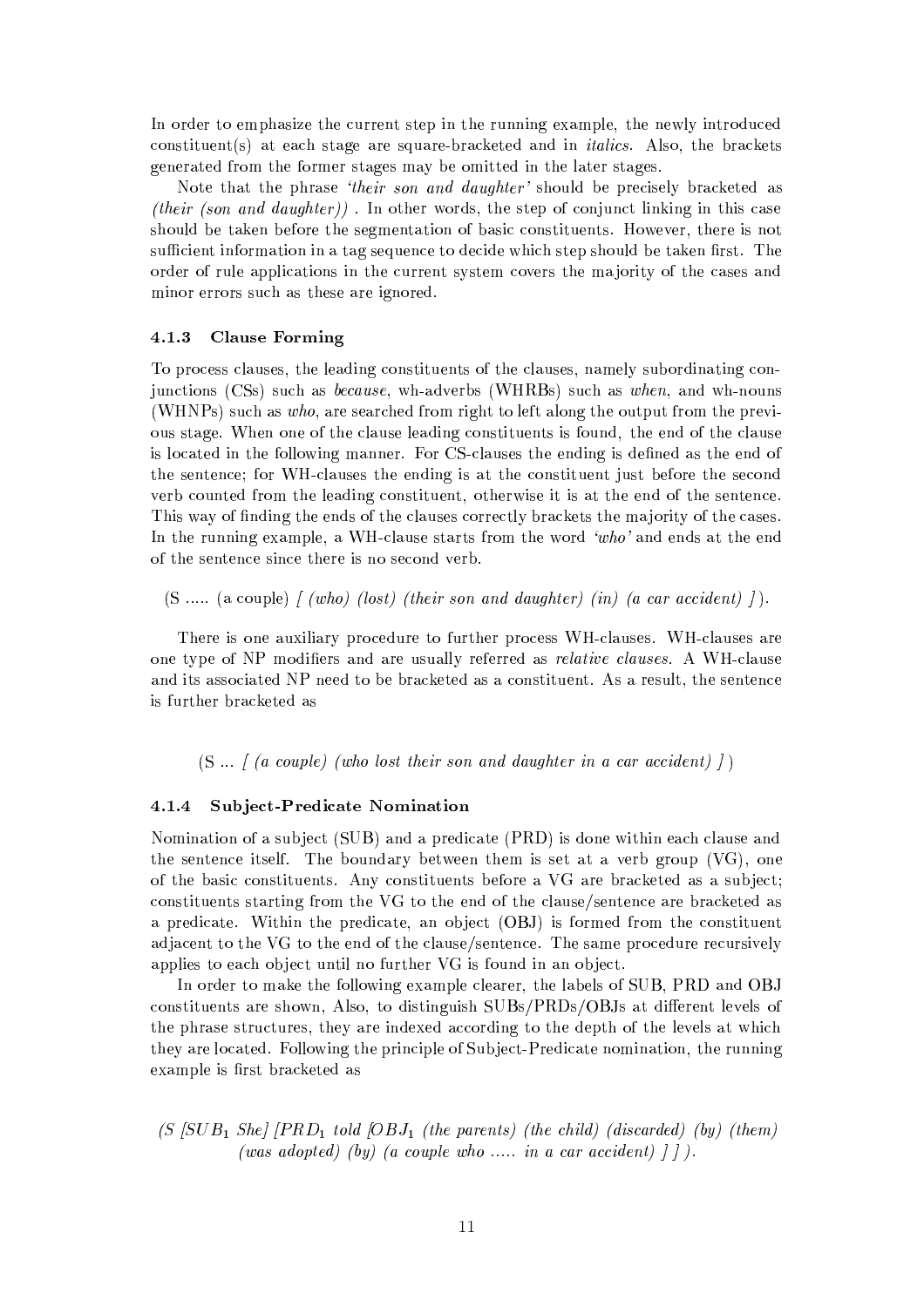In order to emphasize the current step in the running example, the newly introduced constituent(s) at each stage are square-bracketed and in *italics*. Also, the brackets generated from the former stages may be omitted in the later stages.

Note that the phrase *'their son and daughter'* should be precisely bracketed as *(their (son and daughter))* . In other words, the step of conjunct linking in this case should be taken before the segmentation of basic constituents. However, there is not sufficient information in a tag sequence to decide which step should be taken first. The order of rule applications in the current system covers the majority of the cases and minor errors such as these are ignored.

#### 4.1.3 Clause Forming

To process clauses, the leading constituents of the clauses, namely subordinating conjunctions (CSs) such as *because*, wh-adverbs (WHRBs) such as *when*, and wh-nouns (WHNPs) such as *who*, are searched from right to left along the output from the previous stage. When one of the clause leading constituents is found, the end of the clause is located in the following manner. For CS-clauses the ending is defined as the end of the sentence; for WH-clauses the ending is at the constituent just before the second verb counted from the leading constituent, otherwise it is at the end of the sentence. This way of finding the ends of the clauses correctly brackets the majority of the cases. In the running example, a WH-clause starts from the word *'who'* and ends at the end of the sentence since there is no second verb.

(S ..... (a couple) *[ (who) (lost) (their son and daughter) (in) (a car accident) ]* ).

There is one auxiliary procedure to further process WH-clauses. WH-clauses are one type of NP modifiers and are usually referred as *relative clauses*. A WH-clause and its associated NP need to be bracketed as a constituent. As a result, the sentence is further bracketed as

(S ... *[ (a couple) (who lost their son and daughter in a car accident) ]* )

#### 4.1.4 Subject-Predicate Nomination

Nomination of a subject (SUB) and a predicate (PRD) is done within each clause and the sentence itself. The boundary between them is set at a verb group (VG), one of the basic constituents. Any constituents before a VG are bracketed as a subject; constituents starting from the VG to the end of the clause/sentence are bracketed as a predicate. Within the predicate, an object (OBJ) is formed from the constituent adjacent to the VG to the end of the clause/sentence. The same procedure recursively applies to each object until no further VG is found in an object.

In order to make the following example clearer, the labels of SUB, PRD and OBJ constituents are shown, Also, to distinguish SUBs/PRDs/OBJs at different levels of the phrase structures, they are indexed according to the depth of the levels at which they are located. Following the principle of Subject-Predicate nomination, the running example is first bracketed as

*(S [$SUB_1$ She] [$PRD_1$ told [$OBJ_1$ (the parents) (the child) (discarded) (by) (them) (was adopted) (by) (a couple who ..... in a car accident) ] ] ).*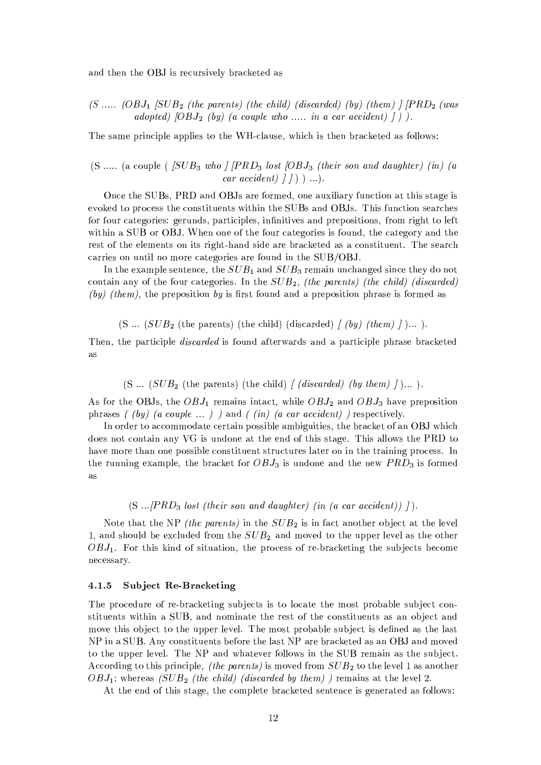and then the OBJ is recursively bracketed as

*(S ..... ($OBJ_1$ [$SUB_2$ (the parents) (the child) (discarded) (by) (them) ] [$PRD_2$ (was adopted) [$OBJ_2$ (by) (a couple who ..... in a car accident) ] ) ).*

The same principle applies to the WH-clause, which is then bracketed as follows:

(S ..... (a couple ( *[$SUB_3$ who ] [$PRD_3$ lost [$OBJ_3$ (their son and daughter) (in) (a car accident) ] ]* ) ) ...).

Once the SUBs, PRD and OBJs are formed, one auxiliary function at this stage is evoked to process the constituents within the SUBs and OBJs. This function searches for four categories: gerunds, participles, infinitives and prepositions, from right to left within a SUB or OBJ. When one of the four categories is found, the category and the rest of the elements on its right-hand side are bracketed as a constituent. The search carries on until no more categories are found in the SUB/OBJ.

In the example sentence, the $SUB_1$ and $SUB_3$ remain unchanged since they do not contain any of the four categories. In the $SUB_2$, *(the parents) (the child) (discarded) (by) (them)*, the preposition *by* is first found and a preposition phrase is formed as

(S ... ($SUB_2$ (the parents) (the child) (discarded) *[ (by) (them) ]* )... ).

Then, the participle *discarded* is found afterwards and a participle phrase bracketed as

(S ... ($SUB_2$ (the parents) (the child) *[ (discarded) (by them) ]* )... ).

As for the OBJs, the $OBJ_1$ remains intact, while $OBJ_2$ and $OBJ_3$ have preposition phrases *( (by) (a couple ... ) )* and *( (in) (a car accident) )* respectively.

In order to accommodate certain possible ambiguities, the bracket of an OBJ which does not contain any VG is undone at the end of this stage. This allows the PRD to have more than one possible constituent structures later on in the training process. In the running example, the bracket for $OBJ_3$ is undone and the new $PRD_3$ is formed as

(S ...*[$PRD_3$ lost (their son and daughter) (in (a car accident)) ]*).

Note that the NP *(the parents)* in the $SUB_2$ is in fact another object at the level 1, and should be excluded from the $SUB_2$ and moved to the upper level as the other $OBJ_1$. For this kind of situation, the process of re-bracketing the subjects become necessary.

### 4.1.5 Subject Re-Bracketing

The procedure of re-bracketing subjects is to locate the most probable subject constituents within a SUB, and nominate the rest of the constituents as an object and move this object to the upper level. The most probable subject is defined as the last NP in a SUB. Any constituents before the last NP are bracketed as an OBJ and moved to the upper level. The NP and whatever follows in the SUB remain as the subject. According to this principle, *(the parents)* is moved from $SUB_2$ to the level 1 as another $OBJ_1$; whereas *($SUB_2$ (the child) (discarded by them) )* remains at the level 2.

At the end of this stage, the complete bracketed sentence is generated as follows: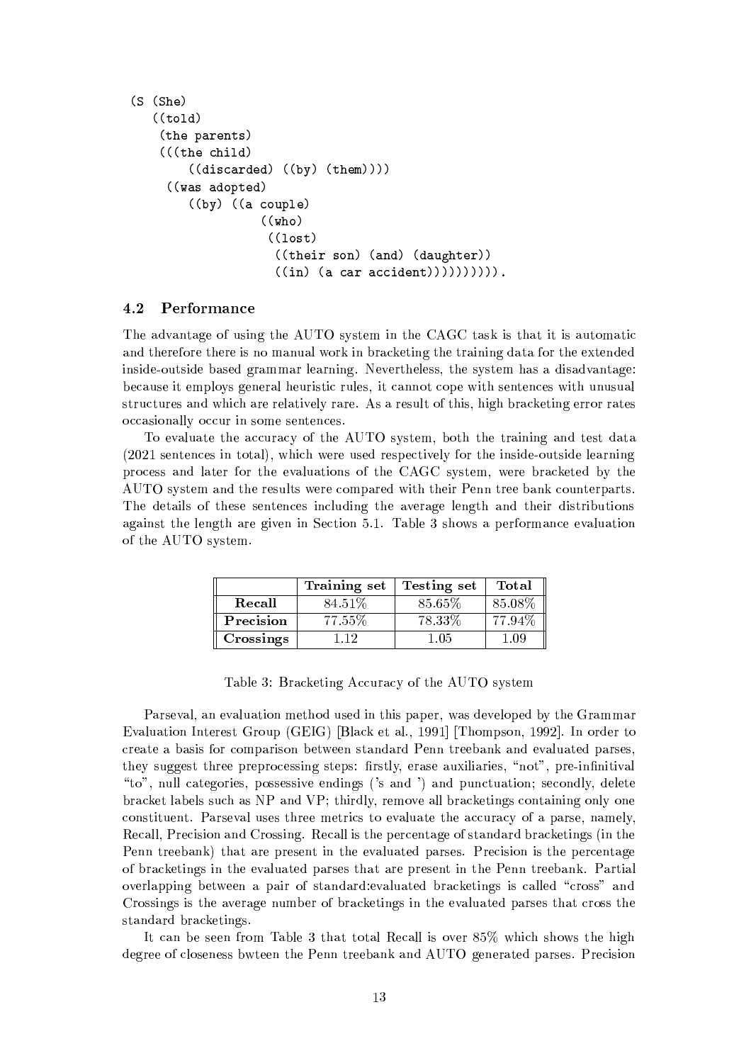```
(S (She)
   ((told)
    (the parents)
    (((the child)
        ((discarded) ((by) (them))))
     ((was adopted)
        ((by) ((a couple)
                 ((who)
                  ((lost)
                   ((their son) (and) (daughter))
                   ((in) (a car accident))))))))))).
```

### 4.2 Performance

The advantage of using the AUTO system in the CAGC task is that it is automatic and therefore there is no manual work in bracketing the training data for the extended inside-outside based grammar learning. Nevertheless, the system has a disadvantage: because it employs general heuristic rules, it cannot cope with sentences with unusual structures and which are relatively rare. As a result of this, high bracketing error rates occasionally occur in some sentences.

To evaluate the accuracy of the AUTO system, both the training and test data (2021 sentences in total), which were used respectively for the inside-outside learning process and later for the evaluations of the CAGC system, were bracketed by the AUTO system and the results were compared with their Penn tree bank counterparts. The details of these sentences including the average length and their distributions against the length are given in Section 5.1. Table 3 shows a performance evaluation of the AUTO system.

| | Training set | Testing set | Total |
|---|---|---|---|
| **Recall** | 84.51% | 85.65% | 85.08% |
| **Precision** | 77.55% | 78.33% | 77.94% |
| **Crossings** | 1.12 | 1.05 | 1.09 |

Table 3: Bracketing Accuracy of the AUTO system

Parseval, an evaluation method used in this paper, was developed by the Grammar Evaluation Interest Group (GEIG) [Black et al., 1991] [Thompson, 1992]. In order to create a basis for comparison between standard Penn treebank and evaluated parses, they suggest three preprocessing steps: firstly, erase auxiliaries, "not", pre-infinitival "to", null categories, possessive endings ('s and ') and punctuation; secondly, delete bracket labels such as NP and VP; thirdly, remove all bracketings containing only one constituent. Parseval uses three metrics to evaluate the accuracy of a parse, namely, Recall, Precision and Crossing. Recall is the percentage of standard bracketings (in the Penn treebank) that are present in the evaluated parses. Precision is the percentage of bracketings in the evaluated parses that are present in the Penn treebank. Partial overlapping between a pair of standard:evaluated bracketings is called "cross" and Crossings is the average number of bracketings in the evaluated parses that cross the standard bracketings.

It can be seen from Table 3 that total Recall is over 85% which shows the high degree of closeness bwteen the Penn treebank and AUTO generated parses. Precision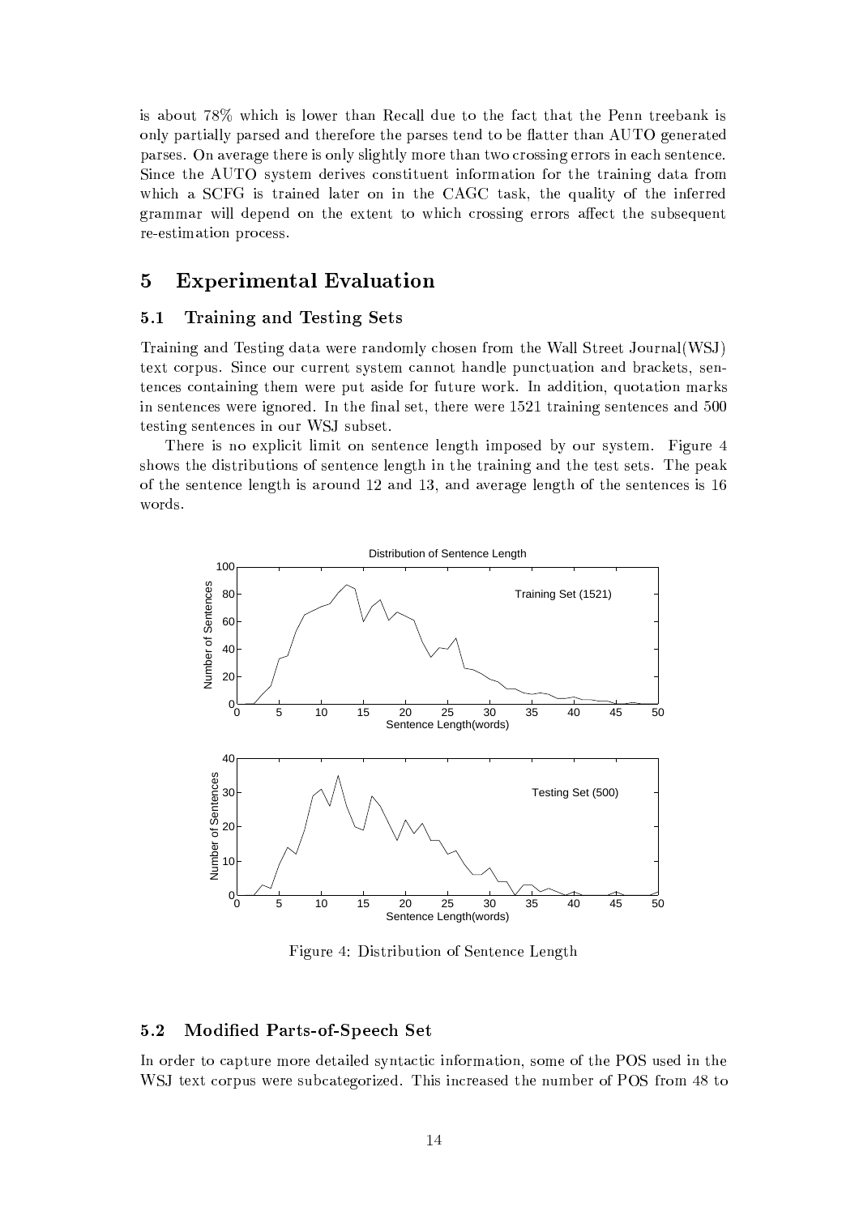is about 78% which is lower than Recall due to the fact that the Penn treebank is only partially parsed and therefore the parses tend to be flatter than AUTO generated parses. On average there is only slightly more than two crossing errors in each sentence. Since the AUTO system derives constituent information for the training data from which a SCFG is trained later on in the CAGC task, the quality of the inferred grammar will depend on the extent to which crossing errors affect the subsequent re-estimation process.

## 5 Experimental Evaluation

### 5.1 Training and Testing Sets

Training and Testing data were randomly chosen from the Wall Street Journal(WSJ) text corpus. Since our current system cannot handle punctuation and brackets, sentences containing them were put aside for future work. In addition, quotation marks in sentences were ignored. In the final set, there were 1521 training sentences and 500 testing sentences in our WSJ subset.

There is no explicit limit on sentence length imposed by our system. Figure 4 shows the distributions of sentence length in the training and the test sets. The peak of the sentence length is around 12 and 13, and average length of the sentences is 16 words.

Figure 4: Distribution of Sentence Length

### 5.2 Modified Parts-of-Speech Set

In order to capture more detailed syntactic information, some of the POS used in the WSJ text corpus were subcategorized. This increased the number of POS from 48 to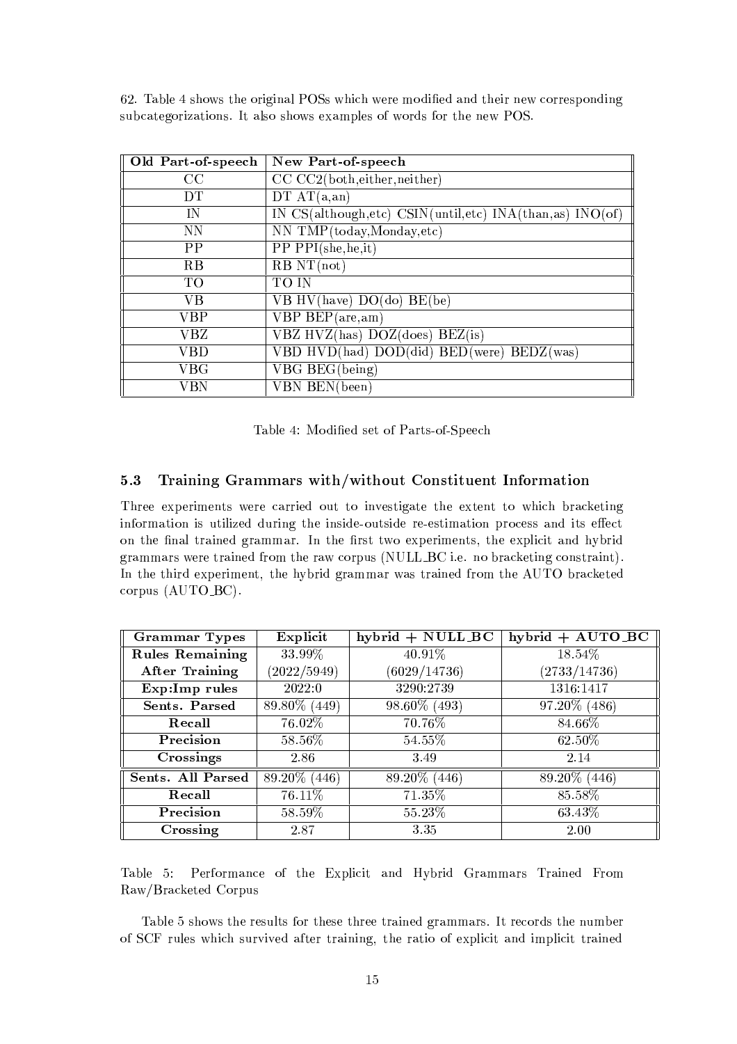62. Table 4 shows the original POSs which were modified and their new corresponding subcategorizations. It also shows examples of words for the new POS.

| Old Part-of-speech | New Part-of-speech |
|---|---|
| CC | CC CC2(both,either,neither) |
| DT | DT AT(a,an) |
| IN | IN CS(although,etc) CSIN(until,etc) INA(than,as) INO(of) |
| NN | NN TMP(today,Monday,etc) |
| PP | PP PPI(she,he,it) |
| RB | RB NT(not) |
| TO | TO IN |
| VB | VB HV(have) DO(do) BE(be) |
| VBP | VBP BEP(are,am) |
| VBZ | VBZ HVZ(has) DOZ(does) BEZ(is) |
| VBD | VBD HVD(had) DOD(did) BED(were) BEDZ(was) |
| VBG | VBG BEG(being) |
| VBN | VBN BEN(been) |

Table 4: Modified set of Parts-of-Speech

### 5.3 Training Grammars with/without Constituent Information

Three experiments were carried out to investigate the extent to which bracketing information is utilized during the inside-outside re-estimation process and its effect on the final trained grammar. In the first two experiments, the explicit and hybrid grammars were trained from the raw corpus (NULL_BC i.e. no bracketing constraint). In the third experiment, the hybrid grammar was trained from the AUTO bracketed corpus (AUTO_BC).

| Grammar Types | Explicit | hybrid + NULL_BC | hybrid + AUTO_BC |
|---|---|---|---|
| **Rules Remaining After Training** | 33.99% (2022/5949) | 40.91% (6029/14736) | 18.54% (2733/14736) |
| **Exp:Imp rules** | 2022:0 | 3290:2739 | 1316:1417 |
| **Sents. Parsed** | 89.80% (449) | 98.60% (493) | 97.20% (486) |
| **Recall** | 76.02% | 70.76% | 84.66% |
| **Precision** | 58.56% | 54.55% | 62.50% |
| **Crossings** | 2.86 | 3.49 | 2.14 |
| **Sents. All Parsed** | 89.20% (446) | 89.20% (446) | 89.20% (446) |
| **Recall** | 76.11% | 71.35% | 85.58% |
| **Precision** | 58.59% | 55.23% | 63.43% |
| **Crossing** | 2.87 | 3.35 | 2.00 |

Table 5: Performance of the Explicit and Hybrid Grammars Trained From Raw/Bracketed Corpus

Table 5 shows the results for these three trained grammars. It records the number of SCF rules which survived after training, the ratio of explicit and implicit trained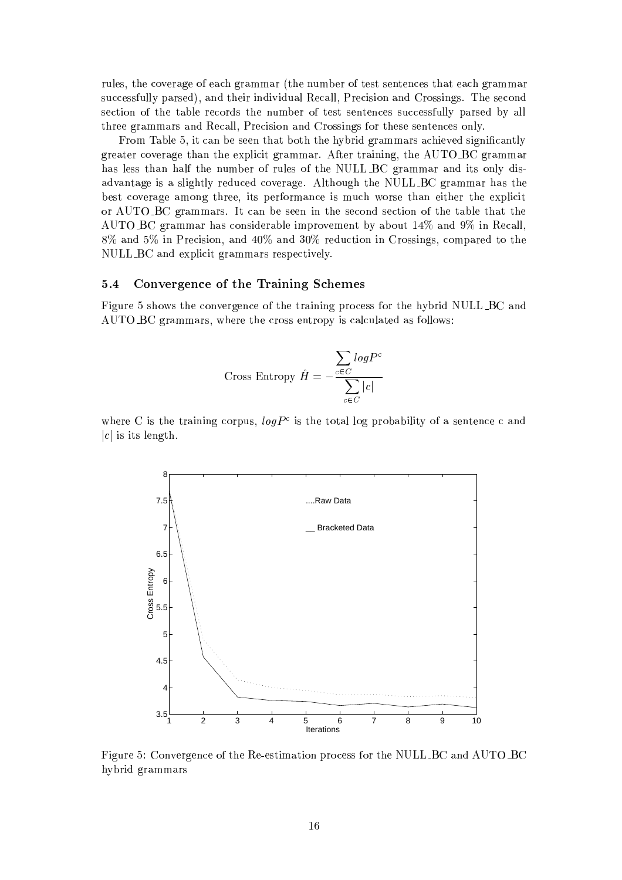rules, the coverage of each grammar (the number of test sentences that each grammar successfully parsed), and their individual Recall, Precision and Crossings. The second section of the table records the number of test sentences successfully parsed by all three grammars and Recall, Precision and Crossings for these sentences only.

From Table 5, it can be seen that both the hybrid grammars achieved significantly greater coverage than the explicit grammar. After training, the AUTO_BC grammar has less than half the number of rules of the NULL_BC grammar and its only disadvantage is a slightly reduced coverage. Although the NULL_BC grammar has the best coverage among three, its performance is much worse than either the explicit or AUTO_BC grammars. It can be seen in the second section of the table that the AUTO_BC grammar has considerable improvement by about 14% and 9% in Recall, 8% and 5% in Precision, and 40% and 30% reduction in Crossings, compared to the NULL_BC and explicit grammars respectively.

### 5.4 Convergence of the Training Schemes

Figure 5 shows the convergence of the training process for the hybrid NULL_BC and AUTO_BC grammars, where the cross entropy is calculated as follows:

$$\text{Cross Entropy } \hat{H} = -\frac{\sum_{c \in C} logP^c}{\sum_{c \in C} |c|}$$

where C is the training corpus, $logP^c$ is the total log probability of a sentence c and $|c|$ is its length.

Figure 5: Convergence of the Re-estimation process for the NULL_BC and AUTO_BC hybrid grammars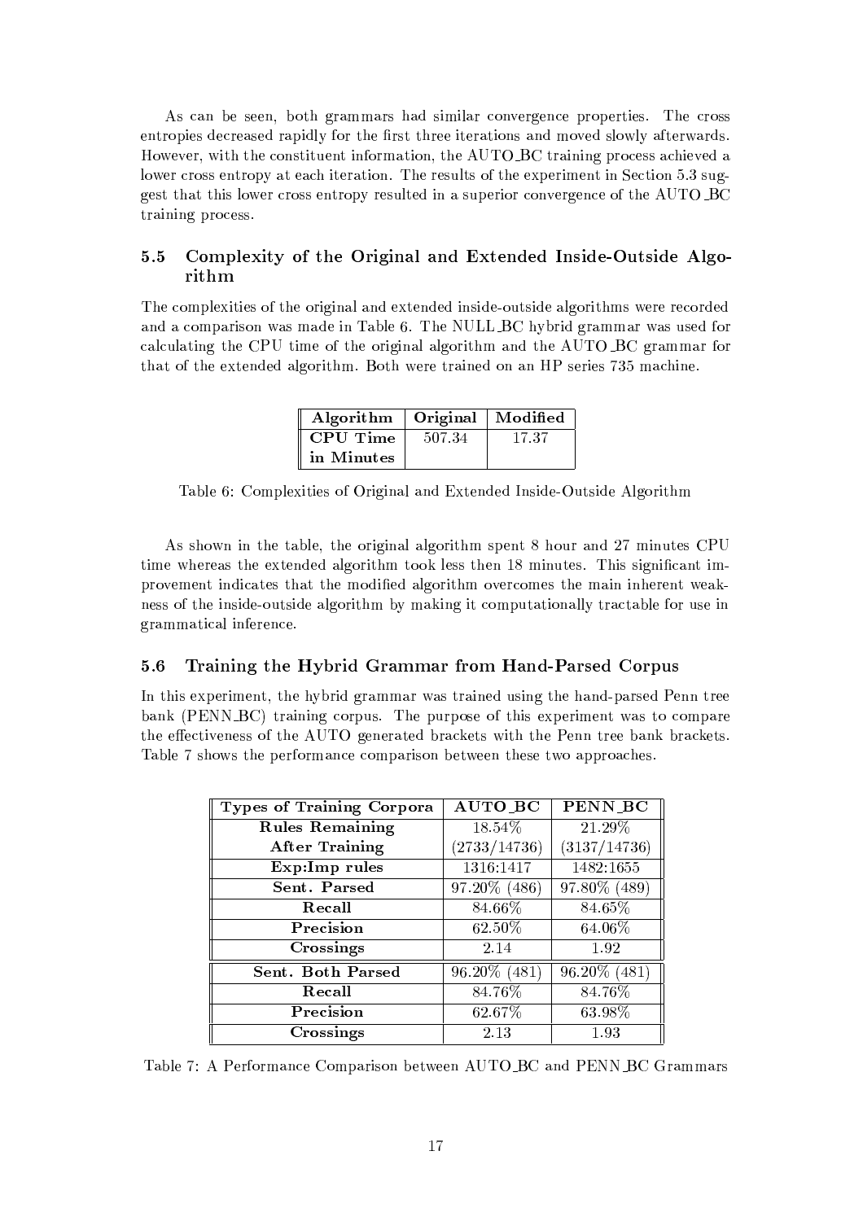As can be seen, both grammars had similar convergence properties. The cross entropies decreased rapidly for the first three iterations and moved slowly afterwards. However, with the constituent information, the AUTO_BC training process achieved a lower cross entropy at each iteration. The results of the experiment in Section 5.3 suggest that this lower cross entropy resulted in a superior convergence of the AUTO_BC training process.

### 5.5 Complexity of the Original and Extended Inside-Outside Algorithm

The complexities of the original and extended inside-outside algorithms were recorded and a comparison was made in Table 6. The NULL_BC hybrid grammar was used for calculating the CPU time of the original algorithm and the AUTO_BC grammar for that of the extended algorithm. Both were trained on an HP series 735 machine.

| **Algorithm** | **Original** | **Modified** |
|---|---|---|
| **CPU Time in Minutes** | 507.34 | 17.37 |

Table 6: Complexities of Original and Extended Inside-Outside Algorithm

As shown in the table, the original algorithm spent 8 hour and 27 minutes CPU time whereas the extended algorithm took less then 18 minutes. This significant improvement indicates that the modified algorithm overcomes the main inherent weakness of the inside-outside algorithm by making it computationally tractable for use in grammatical inference.

### 5.6 Training the Hybrid Grammar from Hand-Parsed Corpus

In this experiment, the hybrid grammar was trained using the hand-parsed Penn tree bank (PENN_BC) training corpus. The purpose of this experiment was to compare the effectiveness of the AUTO generated brackets with the Penn tree bank brackets. Table 7 shows the performance comparison between these two approaches.

| **Types of Training Corpora** | **AUTO_BC** | **PENN_BC** |
|---|---|---|
| **Rules Remaining After Training** | 18.54% (2733/14736) | 21.29% (3137/14736) |
| **Exp:Imp rules** | 1316:1417 | 1482:1655 |
| **Sent. Parsed** | 97.20% (486) | 97.80% (489) |
| **Recall** | 84.66% | 84.65% |
| **Precision** | 62.50% | 64.06% |
| **Crossings** | 2.14 | 1.92 |
| **Sent. Both Parsed** | 96.20% (481) | 96.20% (481) |
| **Recall** | 84.76% | 84.76% |
| **Precision** | 62.67% | 63.98% |
| **Crossings** | 2.13 | 1.93 |

Table 7: A Performance Comparison between AUTO_BC and PENN_BC Grammars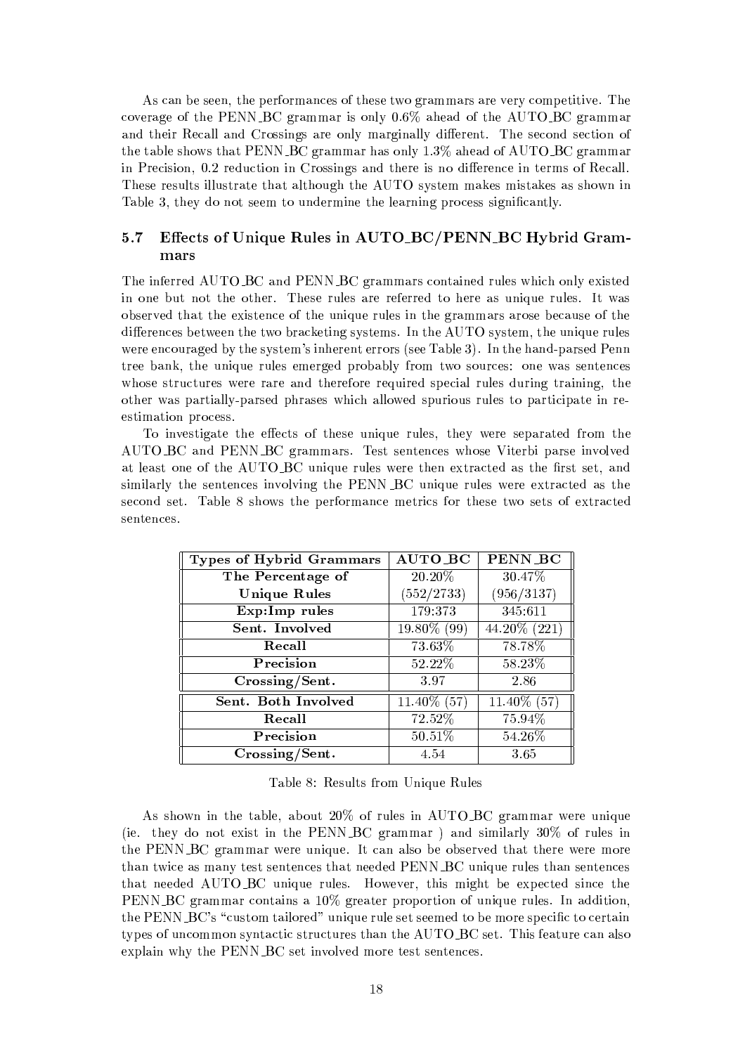As can be seen, the performances of these two grammars are very competitive. The coverage of the PENN_BC grammar is only 0.6% ahead of the AUTO_BC grammar and their Recall and Crossings are only marginally different. The second section of the table shows that PENN_BC grammar has only 1.3% ahead of AUTO_BC grammar in Precision, 0.2 reduction in Crossings and there is no difference in terms of Recall. These results illustrate that although the AUTO system makes mistakes as shown in Table 3, they do not seem to undermine the learning process significantly.

### 5.7 Effects of Unique Rules in AUTO_BC/PENN_BC Hybrid Grammars

The inferred AUTO_BC and PENN_BC grammars contained rules which only existed in one but not the other. These rules are referred to here as unique rules. It was observed that the existence of the unique rules in the grammars arose because of the differences between the two bracketing systems. In the AUTO system, the unique rules were encouraged by the system's inherent errors (see Table 3). In the hand-parsed Penn tree bank, the unique rules emerged probably from two sources: one was sentences whose structures were rare and therefore required special rules during training, the other was partially-parsed phrases which allowed spurious rules to participate in re-estimation process.

To investigate the effects of these unique rules, they were separated from the AUTO_BC and PENN_BC grammars. Test sentences whose Viterbi parse involved at least one of the AUTO_BC unique rules were then extracted as the first set, and similarly the sentences involving the PENN_BC unique rules were extracted as the second set. Table 8 shows the performance metrics for these two sets of extracted sentences.

| Types of Hybrid Grammars | AUTO_BC | PENN_BC |
|---|---|---|
| The Percentage of Unique Rules | 20.20% (552/2733) | 30.47% (956/3137) |
| Exp:Imp rules | 179:373 | 345:611 |
| Sent. Involved | 19.80% (99) | 44.20% (221) |
| Recall | 73.63% | 78.78% |
| Precision | 52.22% | 58.23% |
| Crossing/Sent. | 3.97 | 2.86 |
| Sent. Both Involved | 11.40% (57) | 11.40% (57) |
| Recall | 72.52% | 75.94% |
| Precision | 50.51% | 54.26% |
| Crossing/Sent. | 4.54 | 3.65 |

Table 8: Results from Unique Rules

As shown in the table, about 20% of rules in AUTO_BC grammar were unique (ie. they do not exist in the PENN_BC grammar ) and similarly 30% of rules in the PENN_BC grammar were unique. It can also be observed that there were more than twice as many test sentences that needed PENN_BC unique rules than sentences that needed AUTO_BC unique rules. However, this might be expected since the PENN_BC grammar contains a 10% greater proportion of unique rules. In addition, the PENN_BC's "custom tailored" unique rule set seemed to be more specific to certain types of uncommon syntactic structures than the AUTO_BC set. This feature can also explain why the PENN_BC set involved more test sentences.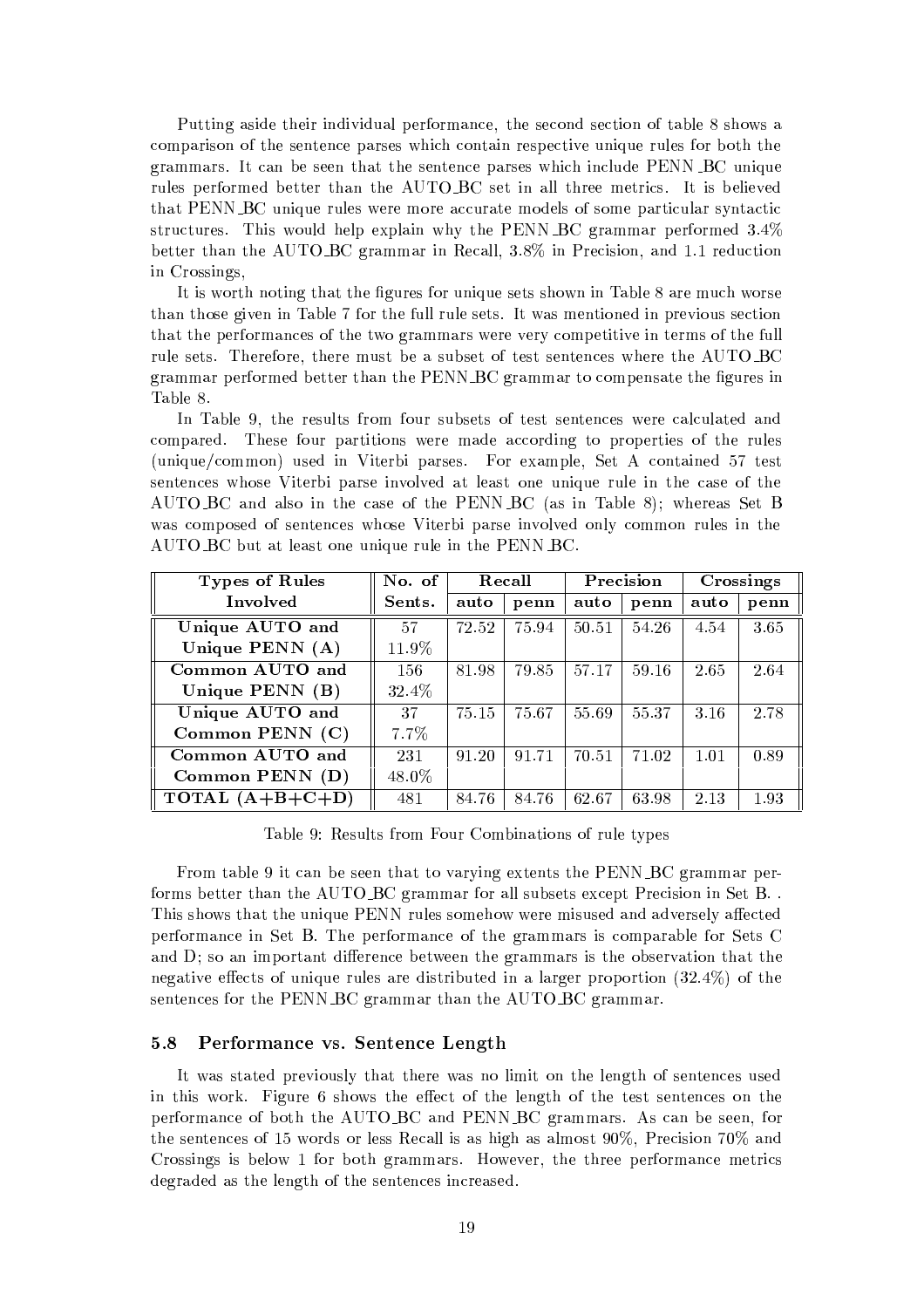Putting aside their individual performance, the second section of table 8 shows a comparison of the sentence parses which contain respective unique rules for both the grammars. It can be seen that the sentence parses which include PENN_BC unique rules performed better than the AUTO_BC set in all three metrics. It is believed that PENN_BC unique rules were more accurate models of some particular syntactic structures. This would help explain why the PENN_BC grammar performed 3.4% better than the AUTO_BC grammar in Recall, 3.8% in Precision, and 1.1 reduction in Crossings,

It is worth noting that the figures for unique sets shown in Table 8 are much worse than those given in Table 7 for the full rule sets. It was mentioned in previous section that the performances of the two grammars were very competitive in terms of the full rule sets. Therefore, there must be a subset of test sentences where the AUTO_BC grammar performed better than the PENN_BC grammar to compensate the figures in Table 8.

In Table 9, the results from four subsets of test sentences were calculated and compared. These four partitions were made according to properties of the rules (unique/common) used in Viterbi parses. For example, Set A contained 57 test sentences whose Viterbi parse involved at least one unique rule in the case of the AUTO_BC and also in the case of the PENN_BC (as in Table 8); whereas Set B was composed of sentences whose Viterbi parse involved only common rules in the AUTO_BC but at least one unique rule in the PENN_BC.

| Types of Rules Involved | No. of Sents. | Recall | | Precision | | Crossings | |
|---|---|---|---|---|---|---|---|
| | | auto | penn | auto | penn | auto | penn |
| Unique AUTO and Unique PENN (A) | 57 11.9% | 72.52 | 75.94 | 50.51 | 54.26 | 4.54 | 3.65 |
| Common AUTO and Unique PENN (B) | 156 32.4% | 81.98 | 79.85 | 57.17 | 59.16 | 2.65 | 2.64 |
| Unique AUTO and Common PENN (C) | 37 7.7% | 75.15 | 75.67 | 55.69 | 55.37 | 3.16 | 2.78 |
| Common AUTO and Common PENN (D) | 231 48.0% | 91.20 | 91.71 | 70.51 | 71.02 | 1.01 | 0.89 |
| TOTAL (A+B+C+D) | 481 | 84.76 | 84.76 | 62.67 | 63.98 | 2.13 | 1.93 |

Table 9: Results from Four Combinations of rule types

From table 9 it can be seen that to varying extents the PENN_BC grammar performs better than the AUTO_BC grammar for all subsets except Precision in Set B. . This shows that the unique PENN rules somehow were misused and adversely affected performance in Set B. The performance of the grammars is comparable for Sets C and D; so an important difference between the grammars is the observation that the negative effects of unique rules are distributed in a larger proportion (32.4%) of the sentences for the PENN_BC grammar than the AUTO_BC grammar.

### 5.8 Performance vs. Sentence Length

It was stated previously that there was no limit on the length of sentences used in this work. Figure 6 shows the effect of the length of the test sentences on the performance of both the AUTO_BC and PENN_BC grammars. As can be seen, for the sentences of 15 words or less Recall is as high as almost 90%, Precision 70% and Crossings is below 1 for both grammars. However, the three performance metrics degraded as the length of the sentences increased.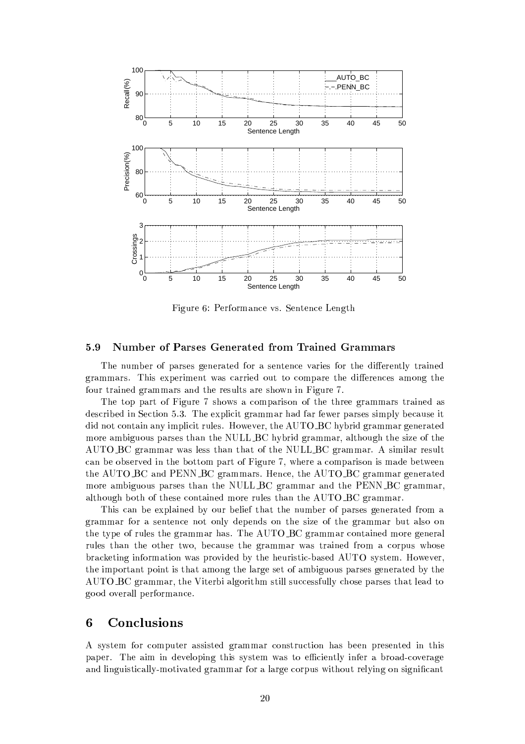Figure 6: Performance vs. Sentence Length

### 5.9 Number of Parses Generated from Trained Grammars

The number of parses generated for a sentence varies for the differently trained grammars. This experiment was carried out to compare the differences among the four trained grammars and the results are shown in Figure 7.

The top part of Figure 7 shows a comparison of the three grammars trained as described in Section 5.3. The explicit grammar had far fewer parses simply because it did not contain any implicit rules. However, the AUTO_BC hybrid grammar generated more ambiguous parses than the NULL_BC hybrid grammar, although the size of the AUTO_BC grammar was less than that of the NULL_BC grammar. A similar result can be observed in the bottom part of Figure 7, where a comparison is made between the AUTO_BC and PENN_BC grammars. Hence, the AUTO_BC grammar generated more ambiguous parses than the NULL_BC grammar and the PENN_BC grammar, although both of these contained more rules than the AUTO_BC grammar.

This can be explained by our belief that the number of parses generated from a grammar for a sentence not only depends on the size of the grammar but also on the type of rules the grammar has. The AUTO_BC grammar contained more general rules than the other two, because the grammar was trained from a corpus whose bracketing information was provided by the heuristic-based AUTO system. However, the important point is that among the large set of ambiguous parses generated by the AUTO_BC grammar, the Viterbi algorithm still successfully chose parses that lead to good overall performance.

## 6 Conclusions

A system for computer assisted grammar construction has been presented in this paper. The aim in developing this system was to efficiently infer a broad-coverage and linguistically-motivated grammar for a large corpus without relying on significant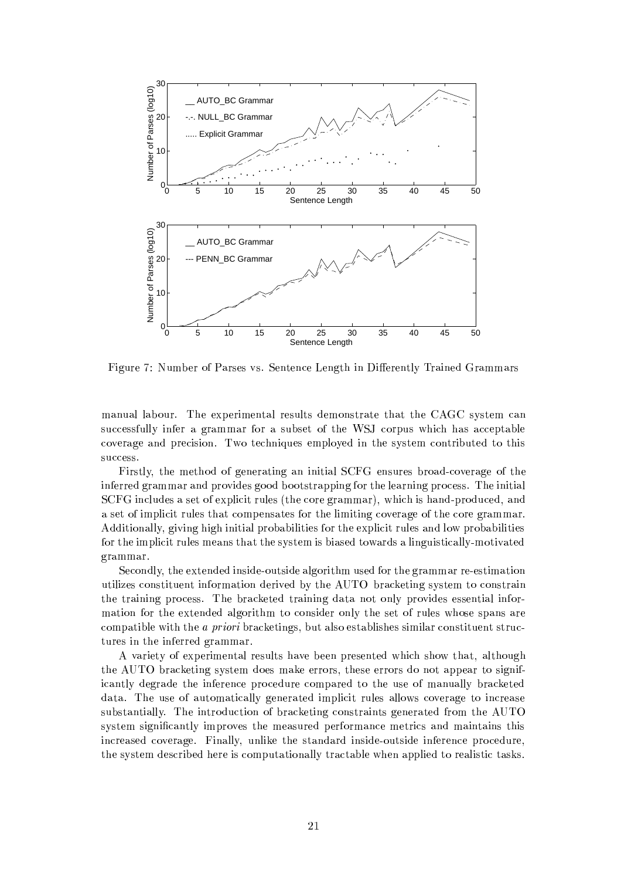Number of Parses (log10)

30

20

10

0

0 5 10 15 20 25 30 35 40 45 50

Sentence Length

__ AUTO_BC Grammar

-.-. NULL_BC Grammar

..... Explicit Grammar

Number of Parses (log10)

30

20

10

0

0 5 10 15 20 25 30 35 40 45 50

Sentence Length

__ AUTO_BC Grammar

--- PENN_BC Grammar

Figure 7: Number of Parses vs. Sentence Length in Differently Trained Grammars

manual labour. The experimental results demonstrate that the CAGC system can successfully infer a grammar for a subset of the WSJ corpus which has acceptable coverage and precision. Two techniques employed in the system contributed to this success.

Firstly, the method of generating an initial SCFG ensures broad-coverage of the inferred grammar and provides good bootstrapping for the learning process. The initial SCFG includes a set of explicit rules (the core grammar), which is hand-produced, and a set of implicit rules that compensates for the limiting coverage of the core grammar. Additionally, giving high initial probabilities for the explicit rules and low probabilities for the implicit rules means that the system is biased towards a linguistically-motivated grammar.

Secondly, the extended inside-outside algorithm used for the grammar re-estimation utilizes constituent information derived by the AUTO bracketing system to constrain the training process. The bracketed training data not only provides essential information for the extended algorithm to consider only the set of rules whose spans are compatible with the *a priori* bracketings, but also establishes similar constituent structures in the inferred grammar.

A variety of experimental results have been presented which show that, although the AUTO bracketing system does make errors, these errors do not appear to significantly degrade the inference procedure compared to the use of manually bracketed data. The use of automatically generated implicit rules allows coverage to increase substantially. The introduction of bracketing constraints generated from the AUTO system significantly improves the measured performance metrics and maintains this increased coverage. Finally, unlike the standard inside-outside inference procedure, the system described here is computationally tractable when applied to realistic tasks.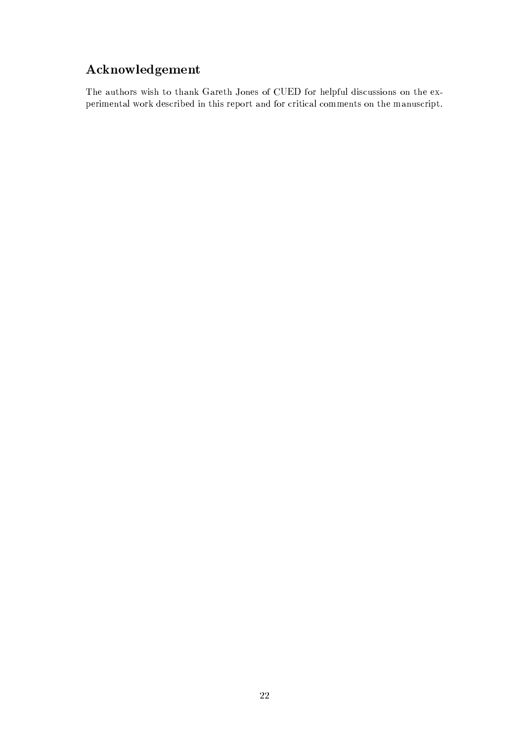## Acknowledgement

The authors wish to thank Gareth Jones of CUED for helpful discussions on the experimental work described in this report and for critical comments on the manuscript.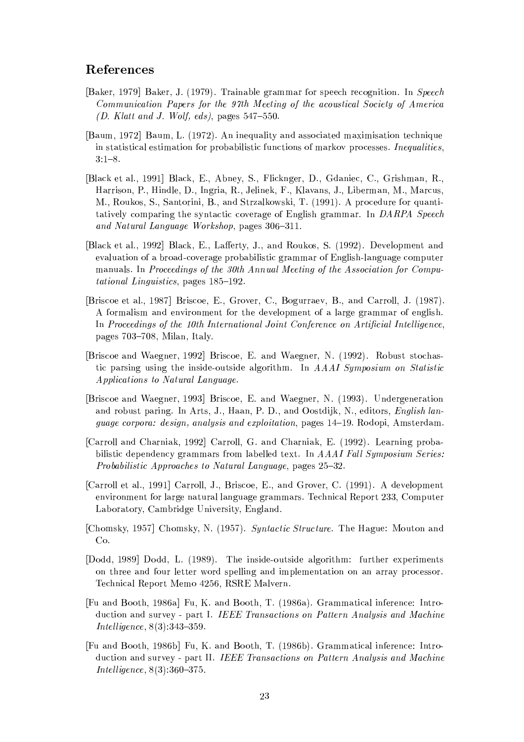## References

[Baker, 1979] Baker, J. (1979). Trainable grammar for speech recognition. In *Speech Communication Papers for the 97th Meeting of the acoustical Society of America (D. Klatt and J. Wolf, eds)*, pages 547–550.

[Baum, 1972] Baum, L. (1972). An inequality and associated maximisation technique in statistical estimation for probabilistic functions of markov processes. *Inequalities*, 3:1–8.

[Black et al., 1991] Black, E., Abney, S., Flickinger, D., Gdaniec, C., Grishman, R., Harrison, P., Hindle, D., Ingria, R., Jelinek, F., Klavans, J., Liberman, M., Marcus, M., Roukos, S., Santorini, B., and Strzalkowski, T. (1991). A procedure for quantitatively comparing the syntactic coverage of English grammar. In *DARPA Speech and Natural Language Workshop*, pages 306–311.

[Black et al., 1992] Black, E., Lafferty, J., and Roukos, S. (1992). Development and evaluation of a broad-coverage probabilistic grammar of English-language computer manuals. In *Proceedings of the 30th Annual Meeting of the Association for Computational Linguistics*, pages 185–192.

[Briscoe et al., 1987] Briscoe, E., Grover, C., Bogurraev, B., and Carroll, J. (1987). A formalism and environment for the development of a large grammar of english. In *Proceedings of the 10th International Joint Conference on Artificial Intelligence*, pages 703–708, Milan, Italy.

[Briscoe and Waegner, 1992] Briscoe, E. and Waegner, N. (1992). Robust stochastic parsing using the inside-outside algorithm. In *AAAI Symposium on Statistic Applications to Natural Language*.

[Briscoe and Waegner, 1993] Briscoe, E. and Waegner, N. (1993). Undergeneration and robust paring. In Arts, J., Haan, P. D., and Oostdijk, N., editors, *English language corpora: design, analysis and exploitation*, pages 14–19. Rodopi, Amsterdam.

[Carroll and Charniak, 1992] Carroll, G. and Charniak, E. (1992). Learning probabilistic dependency grammars from labelled text. In *AAAI Fall Symposium Series: Probabilistic Approaches to Natural Language*, pages 25–32.

[Carroll et al., 1991] Carroll, J., Briscoe, E., and Grover, C. (1991). A development environment for large natural language grammars. Technical Report 233, Computer Laboratory, Cambridge University, England.

[Chomsky, 1957] Chomsky, N. (1957). *Syntactic Structure*. The Hague: Mouton and Co.

[Dodd, 1989] Dodd, L. (1989). The inside-outside algorithm: further experiments on three and four letter word spelling and implementation on an array processor. Technical Report Memo 4256, RSRE Malvern.

[Fu and Booth, 1986a] Fu, K. and Booth, T. (1986a). Grammatical inference: Introduction and survey - part I. *IEEE Transactions on Pattern Analysis and Machine Intelligence*, 8(3):343–359.

[Fu and Booth, 1986b] Fu, K. and Booth, T. (1986b). Grammatical inference: Introduction and survey - part II. *IEEE Transactions on Pattern Analysis and Machine Intelligence*, 8(3):360–375.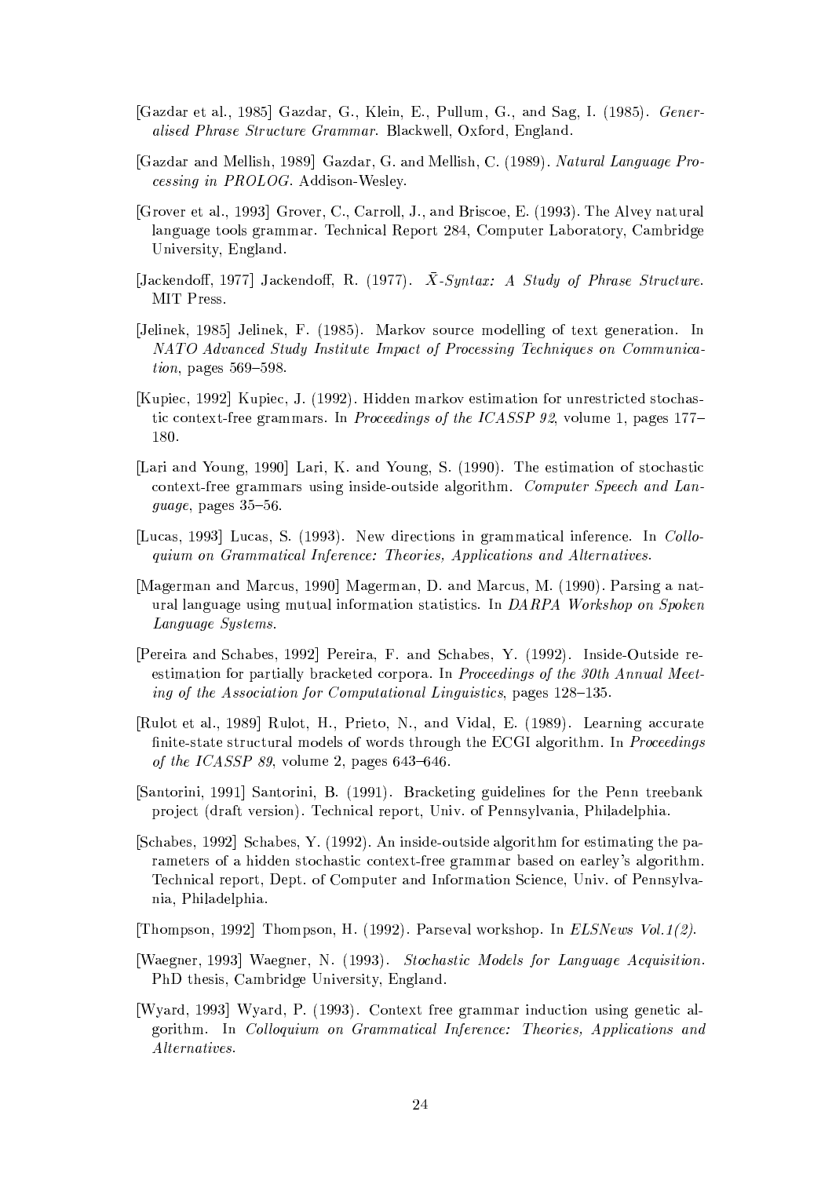[Gazdar et al., 1985] Gazdar, G., Klein, E., Pullum, G., and Sag, I. (1985). *Generalised Phrase Structure Grammar.* Blackwell, Oxford, England.

[Gazdar and Mellish, 1989] Gazdar, G. and Mellish, C. (1989). *Natural Language Processing in PROLOG.* Addison-Wesley.

[Grover et al., 1993] Grover, C., Carroll, J., and Briscoe, E. (1993). The Alvey natural language tools grammar. Technical Report 284, Computer Laboratory, Cambridge University, England.

[Jackendoff, 1977] Jackendoff, R. (1977). *$\bar{X}$-Syntax: A Study of Phrase Structure.* MIT Press.

[Jelinek, 1985] Jelinek, F. (1985). Markov source modelling of text generation. In *NATO Advanced Study Institute Impact of Processing Techniques on Communication*, pages 569–598.

[Kupiec, 1992] Kupiec, J. (1992). Hidden markov estimation for unrestricted stochastic context-free grammars. In *Proceedings of the ICASSP 92*, volume 1, pages 177–180.

[Lari and Young, 1990] Lari, K. and Young, S. (1990). The estimation of stochastic context-free grammars using inside-outside algorithm. *Computer Speech and Language*, pages 35–56.

[Lucas, 1993] Lucas, S. (1993). New directions in grammatical inference. In *Colloquium on Grammatical Inference: Theories, Applications and Alternatives.*

[Magerman and Marcus, 1990] Magerman, D. and Marcus, M. (1990). Parsing a natural language using mutual information statistics. In *DARPA Workshop on Spoken Language Systems.*

[Pereira and Schabes, 1992] Pereira, F. and Schabes, Y. (1992). Inside-Outside reestimation for partially bracketed corpora. In *Proceedings of the 30th Annual Meeting of the Association for Computational Linguistics*, pages 128–135.

[Rulot et al., 1989] Rulot, H., Prieto, N., and Vidal, E. (1989). Learning accurate finite-state structural models of words through the ECGI algorithm. In *Proceedings of the ICASSP 89*, volume 2, pages 643–646.

[Santorini, 1991] Santorini, B. (1991). Bracketing guidelines for the Penn treebank project (draft version). Technical report, Univ. of Pennsylvania, Philadelphia.

[Schabes, 1992] Schabes, Y. (1992). An inside-outside algorithm for estimating the parameters of a hidden stochastic context-free grammar based on earley's algorithm. Technical report, Dept. of Computer and Information Science, Univ. of Pennsylvania, Philadelphia.

[Thompson, 1992] Thompson, H. (1992). Parseval workshop. In *ELSNews Vol.1(2).*

[Waegner, 1993] Waegner, N. (1993). *Stochastic Models for Language Acquisition.* PhD thesis, Cambridge University, England.

[Wyard, 1993] Wyard, P. (1993). Context free grammar induction using genetic algorithm. In *Colloquium on Grammatical Inference: Theories, Applications and Alternatives.*